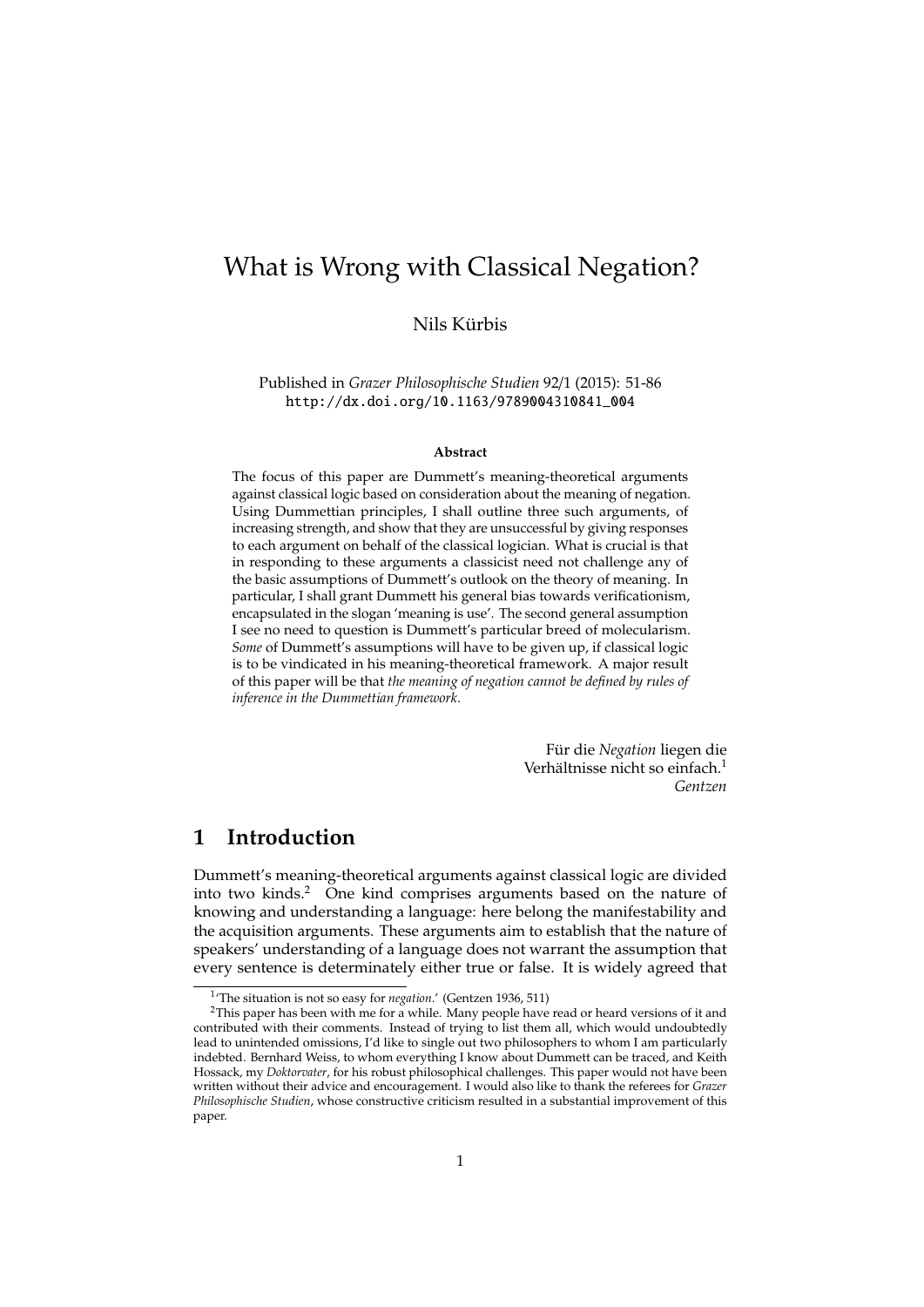# What is Wrong with Classical Negation?

Nils Kürbis

Published in *Grazer Philosophische Studien* 92/1 (2015): 51-86
http://dx.doi.org/10.1163/9789004310841_004

**Abstract**

The focus of this paper are Dummett's meaning-theoretical arguments against classical logic based on consideration about the meaning of negation. Using Dummettian principles, I shall outline three such arguments, of increasing strength, and show that they are unsuccessful by giving responses to each argument on behalf of the classical logician. What is crucial is that in responding to these arguments a classicist need not challenge any of the basic assumptions of Dummett's outlook on the theory of meaning. In particular, I shall grant Dummett his general bias towards verificationism, encapsulated in the slogan 'meaning is use'. The second general assumption I see no need to question is Dummett's particular breed of molecularism. *Some* of Dummett's assumptions will have to be given up, if classical logic is to be vindicated in his meaning-theoretical framework. A major result of this paper will be that *the meaning of negation cannot be defined by rules of inference in the Dummettian framework*.

Für die *Negation* liegen die Verhältnisse nicht so einfach.[1]
*Gentzen*

## 1 Introduction

Dummett's meaning-theoretical arguments against classical logic are divided into two kinds.[2] One kind comprises arguments based on the nature of knowing and understanding a language: here belong the manifestability and the acquisition arguments. These arguments aim to establish that the nature of speakers' understanding of a language does not warrant the assumption that every sentence is determinately either true or false. It is widely agreed that

---

[1] 'The situation is not so easy for *negation*.' (Gentzen 1936, 511)

[2] This paper has been with me for a while. Many people have read or heard versions of it and contributed with their comments. Instead of trying to list them all, which would undoubtedly lead to unintended omissions, I'd like to single out two philosophers to whom I am particularly indebted. Bernhard Weiss, to whom everything I know about Dummett can be traced, and Keith Hossack, my *Doktorvater*, for his robust philosophical challenges. This paper would not have been written without their advice and encouragement. I would also like to thank the referees for *Grazer Philosophische Studien*, whose constructive criticism resulted in a substantial improvement of this paper.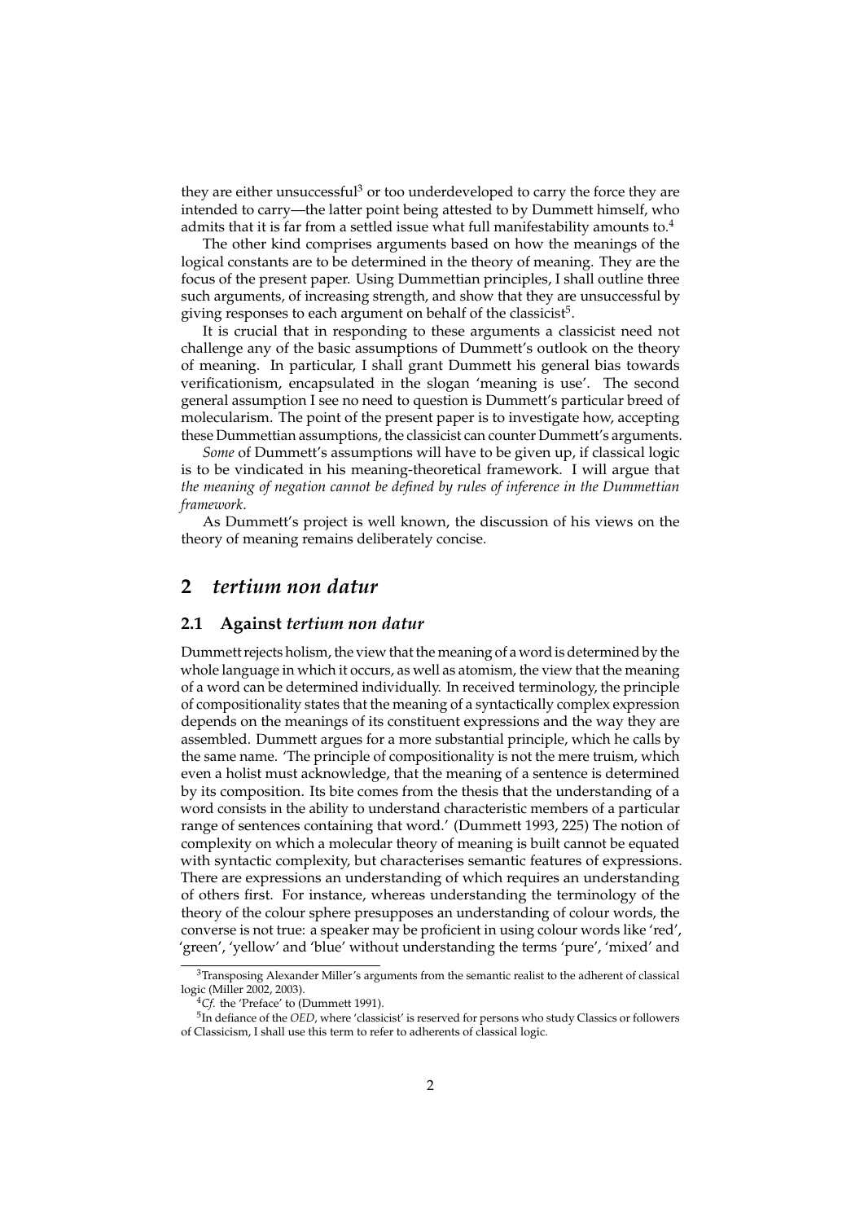they are either unsuccessful[3] or too underdeveloped to carry the force they are intended to carry—the latter point being attested to by Dummett himself, who admits that it is far from a settled issue what full manifestability amounts to.[4]

The other kind comprises arguments based on how the meanings of the logical constants are to be determined in the theory of meaning. They are the focus of the present paper. Using Dummettian principles, I shall outline three such arguments, of increasing strength, and show that they are unsuccessful by giving responses to each argument on behalf of the classicist[5].

It is crucial that in responding to these arguments a classicist need not challenge any of the basic assumptions of Dummett's outlook on the theory of meaning. In particular, I shall grant Dummett his general bias towards verificationism, encapsulated in the slogan 'meaning is use'. The second general assumption I see no need to question is Dummett's particular breed of molecularism. The point of the present paper is to investigate how, accepting these Dummettian assumptions, the classicist can counter Dummett's arguments.

*Some* of Dummett's assumptions will have to be given up, if classical logic is to be vindicated in his meaning-theoretical framework. I will argue that *the meaning of negation cannot be defined by rules of inference in the Dummettian framework*.

As Dummett's project is well known, the discussion of his views on the theory of meaning remains deliberately concise.

## 2 *tertium non datur*

### 2.1 Against *tertium non datur*

Dummett rejects holism, the view that the meaning of a word is determined by the whole language in which it occurs, as well as atomism, the view that the meaning of a word can be determined individually. In received terminology, the principle of compositionality states that the meaning of a syntactically complex expression depends on the meanings of its constituent expressions and the way they are assembled. Dummett argues for a more substantial principle, which he calls by the same name. 'The principle of compositionality is not the mere truism, which even a holist must acknowledge, that the meaning of a sentence is determined by its composition. Its bite comes from the thesis that the understanding of a word consists in the ability to understand characteristic members of a particular range of sentences containing that word.' (Dummett 1993, 225) The notion of complexity on which a molecular theory of meaning is built cannot be equated with syntactic complexity, but characterises semantic features of expressions. There are expressions an understanding of which requires an understanding of others first. For instance, whereas understanding the terminology of the theory of the colour sphere presupposes an understanding of colour words, the converse is not true: a speaker may be proficient in using colour words like 'red', 'green', 'yellow' and 'blue' without understanding the terms 'pure', 'mixed' and

[3] Transposing Alexander Miller's arguments from the semantic realist to the adherent of classical logic (Miller 2002, 2003).

[4] *Cf.* the 'Preface' to (Dummett 1991).

[5] In defiance of the *OED*, where 'classicist' is reserved for persons who study Classics or followers of Classicism, I shall use this term to refer to adherents of classical logic.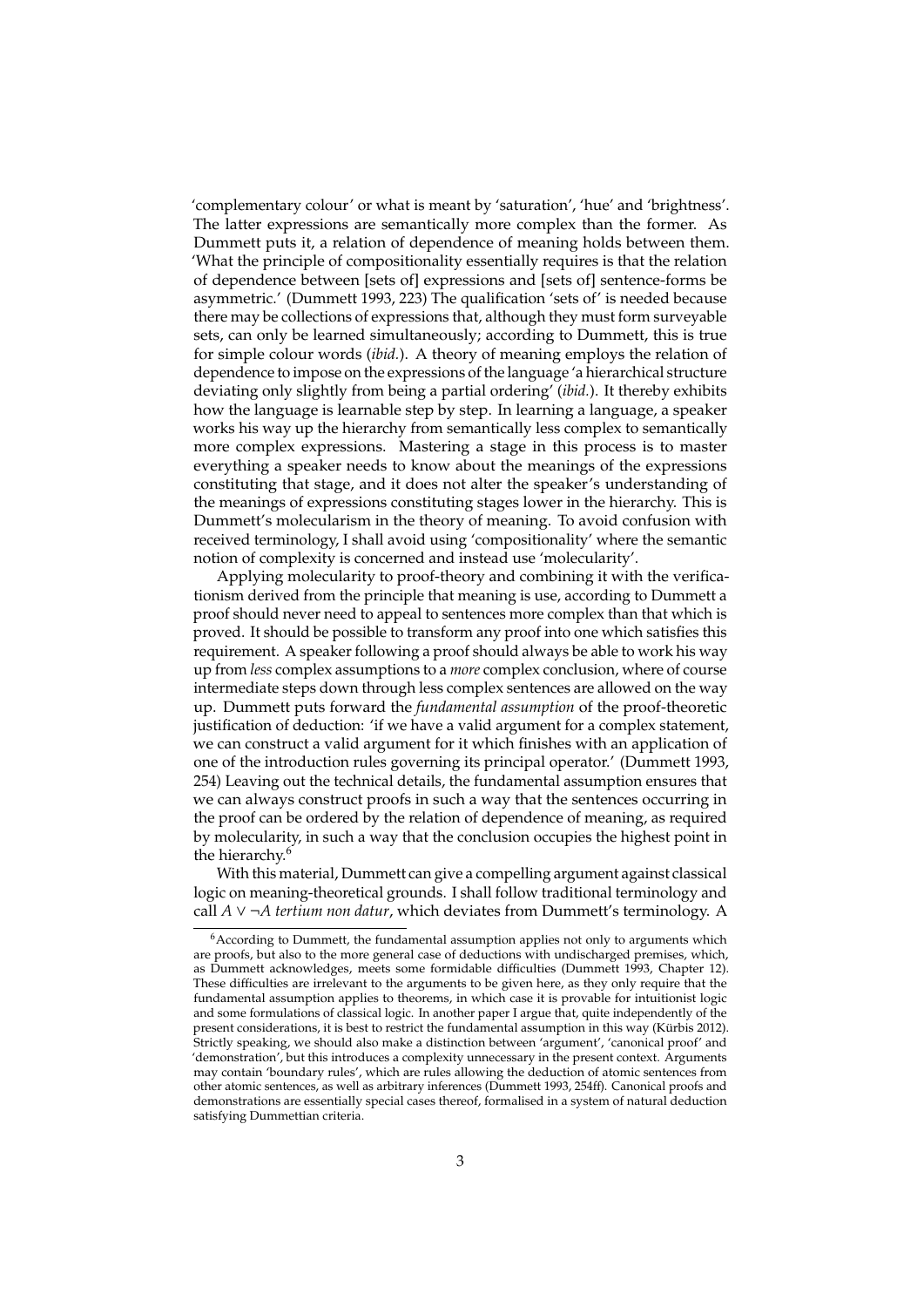'complementary colour' or what is meant by 'saturation', 'hue' and 'brightness'. The latter expressions are semantically more complex than the former. As Dummett puts it, a relation of dependence of meaning holds between them. 'What the principle of compositionality essentially requires is that the relation of dependence between [sets of] expressions and [sets of] sentence-forms be asymmetric.' (Dummett 1993, 223) The qualification 'sets of' is needed because there may be collections of expressions that, although they must form surveyable sets, can only be learned simultaneously; according to Dummett, this is true for simple colour words (*ibid.*). A theory of meaning employs the relation of dependence to impose on the expressions of the language 'a hierarchical structure deviating only slightly from being a partial ordering' (*ibid.*). It thereby exhibits how the language is learnable step by step. In learning a language, a speaker works his way up the hierarchy from semantically less complex to semantically more complex expressions. Mastering a stage in this process is to master everything a speaker needs to know about the meanings of the expressions constituting that stage, and it does not alter the speaker's understanding of the meanings of expressions constituting stages lower in the hierarchy. This is Dummett's molecularism in the theory of meaning. To avoid confusion with received terminology, I shall avoid using 'compositionality' where the semantic notion of complexity is concerned and instead use 'molecularity'.

Applying molecularity to proof-theory and combining it with the verificationism derived from the principle that meaning is use, according to Dummett a proof should never need to appeal to sentences more complex than that which is proved. It should be possible to transform any proof into one which satisfies this requirement. A speaker following a proof should always be able to work his way up from *less* complex assumptions to a *more* complex conclusion, where of course intermediate steps down through less complex sentences are allowed on the way up. Dummett puts forward the *fundamental assumption* of the proof-theoretic justification of deduction: 'if we have a valid argument for a complex statement, we can construct a valid argument for it which finishes with an application of one of the introduction rules governing its principal operator.' (Dummett 1993, 254) Leaving out the technical details, the fundamental assumption ensures that we can always construct proofs in such a way that the sentences occurring in the proof can be ordered by the relation of dependence of meaning, as required by molecularity, in such a way that the conclusion occupies the highest point in the hierarchy.[6]

With this material, Dummett can give a compelling argument against classical logic on meaning-theoretical grounds. I shall follow traditional terminology and call $A \vee \neg A$ *tertium non datur*, which deviates from Dummett's terminology. A

[6]According to Dummett, the fundamental assumption applies not only to arguments which are proofs, but also to the more general case of deductions with undischarged premises, which, as Dummett acknowledges, meets some formidable difficulties (Dummett 1993, Chapter 12). These difficulties are irrelevant to the arguments to be given here, as they only require that the fundamental assumption applies to theorems, in which case it is provable for intuitionist logic and some formulations of classical logic. In another paper I argue that, quite independently of the present considerations, it is best to restrict the fundamental assumption in this way (Kürbis 2012). Strictly speaking, we should also make a distinction between 'argument', 'canonical proof' and 'demonstration', but this introduces a complexity unnecessary in the present context. Arguments may contain 'boundary rules', which are rules allowing the deduction of atomic sentences from other atomic sentences, as well as arbitrary inferences (Dummett 1993, 254ff). Canonical proofs and demonstrations are essentially special cases thereof, formalised in a system of natural deduction satisfying Dummettian criteria.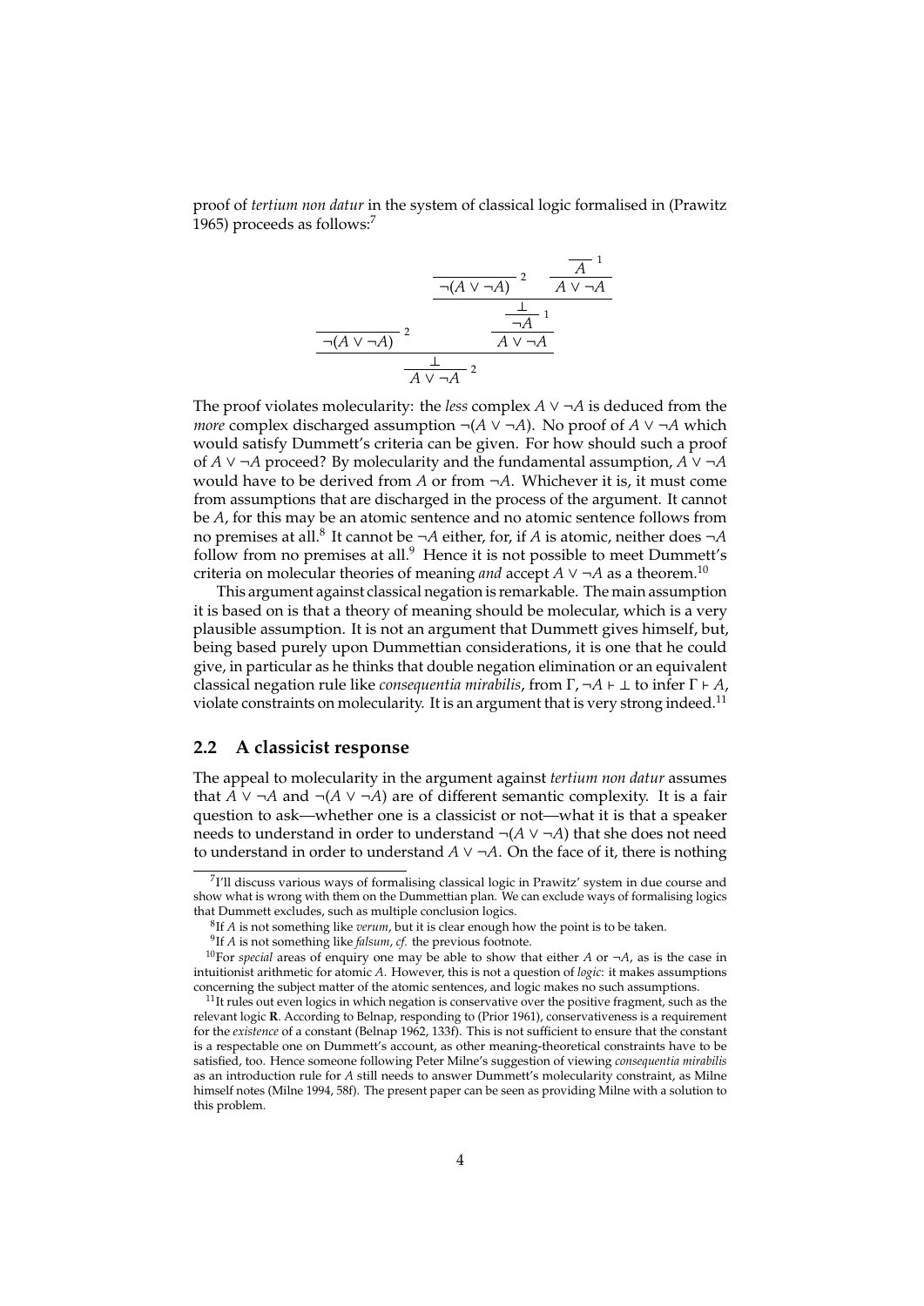proof of *tertium non datur* in the system of classical logic formalised in (Prawitz 1965) proceeds as follows:[7]

$$\dfrac{\dfrac{\overline{\neg(A \vee \neg A)}^{\,2} \qquad \dfrac{\dfrac{\dfrac{\overline{\neg(A \vee \neg A)}^{\,2} \qquad \dfrac{\overline{A}^{\,1}}{A \vee \neg A}}{\bot}}{\neg A}\,{}^{1}}{A \vee \neg A}}{\bot}}{A \vee \neg A}\,{}^{2}$$

The proof violates molecularity: the *less* complex $A \vee \neg A$ is deduced from the *more* complex discharged assumption $\neg(A \vee \neg A)$. No proof of $A \vee \neg A$ which would satisfy Dummett's criteria can be given. For how should such a proof of $A \vee \neg A$ proceed? By molecularity and the fundamental assumption, $A \vee \neg A$ would have to be derived from $A$ or from $\neg A$. Whichever it is, it must come from assumptions that are discharged in the process of the argument. It cannot be $A$, for this may be an atomic sentence and no atomic sentence follows from no premises at all.[8] It cannot be $\neg A$ either, for, if $A$ is atomic, neither does $\neg A$ follow from no premises at all.[9] Hence it is not possible to meet Dummett's criteria on molecular theories of meaning *and* accept $A \vee \neg A$ as a theorem.[10]

This argument against classical negation is remarkable. The main assumption it is based on is that a theory of meaning should be molecular, which is a very plausible assumption. It is not an argument that Dummett gives himself, but, being based purely upon Dummettian considerations, it is one that he could give, in particular as he thinks that double negation elimination or an equivalent classical negation rule like *consequentia mirabilis*, from $\Gamma, \neg A \vdash \bot$ to infer $\Gamma \vdash A$, violate constraints on molecularity. It is an argument that is very strong indeed.[11]

## 2.2 A classicist response

The appeal to molecularity in the argument against *tertium non datur* assumes that $A \vee \neg A$ and $\neg(A \vee \neg A)$ are of different semantic complexity. It is a fair question to ask—whether one is a classicist or not—what it is that a speaker needs to understand in order to understand $\neg(A \vee \neg A)$ that she does not need to understand in order to understand $A \vee \neg A$. On the face of it, there is nothing

[7] I'll discuss various ways of formalising classical logic in Prawitz' system in due course and show what is wrong with them on the Dummettian plan. We can exclude ways of formalising logics that Dummett excludes, such as multiple conclusion logics.

[8] If $A$ is not something like *verum*, but it is clear enough how the point is to be taken.

[9] If $A$ is not something like *falsum*, *cf.* the previous footnote.

[10] For *special* areas of enquiry one may be able to show that either $A$ or $\neg A$, as is the case in intuitionist arithmetic for atomic $A$. However, this is not a question of *logic*: it makes assumptions concerning the subject matter of the atomic sentences, and logic makes no such assumptions.

[11] It rules out even logics in which negation is conservative over the positive fragment, such as the relevant logic **R**. According to Belnap, responding to (Prior 1961), conservativeness is a requirement for the *existence* of a constant (Belnap 1962, 133f). This is not sufficient to ensure that the constant is a respectable one on Dummett's account, as other meaning-theoretical constraints have to be satisfied, too. Hence someone following Peter Milne's suggestion of viewing *consequentia mirabilis* as an introduction rule for $A$ still needs to answer Dummett's molecularity constraint, as Milne himself notes (Milne 1994, 58f). The present paper can be seen as providing Milne with a solution to this problem.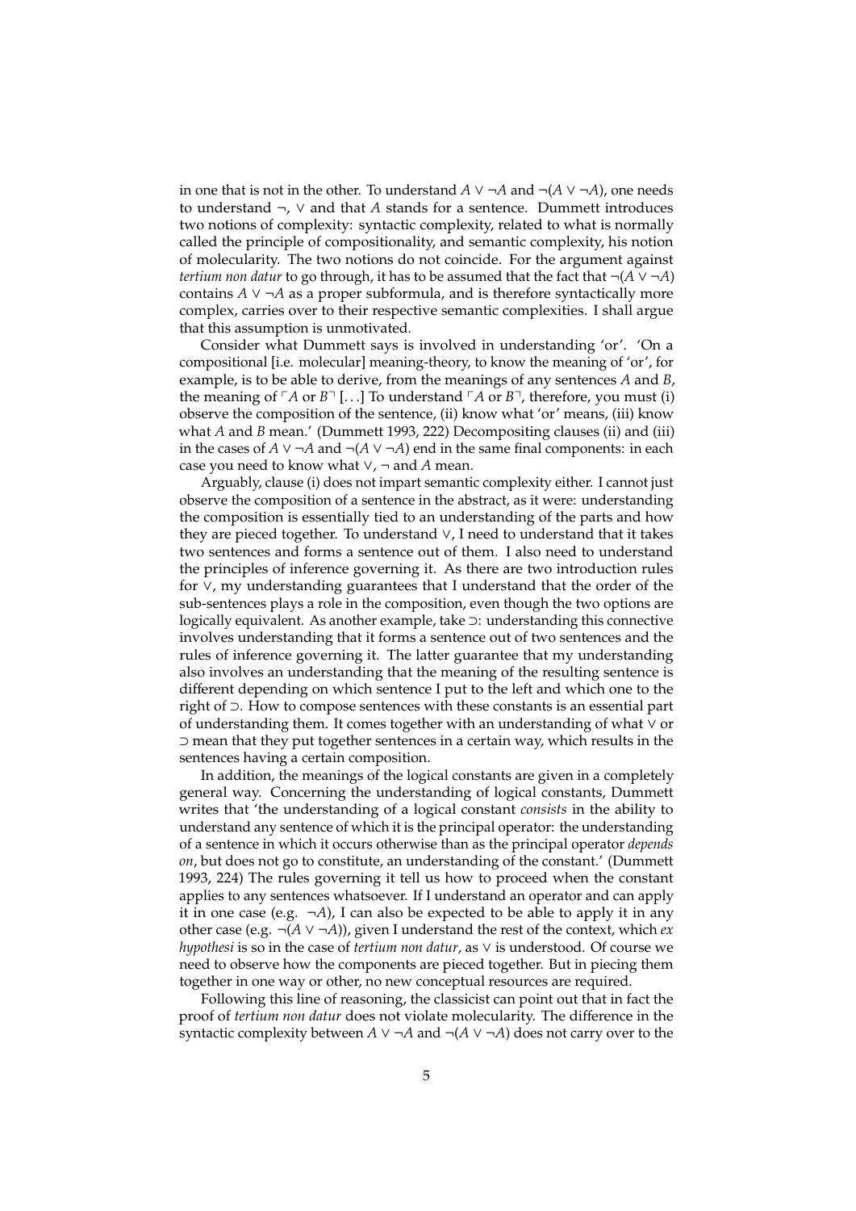in one that is not in the other. To understand $A \vee \neg A$ and $\neg(A \vee \neg A)$, one needs to understand $\neg$, $\vee$ and that $A$ stands for a sentence. Dummett introduces two notions of complexity: syntactic complexity, related to what is normally called the principle of compositionality, and semantic complexity, his notion of molecularity. The two notions do not coincide. For the argument against *tertium non datur* to go through, it has to be assumed that the fact that $\neg(A \vee \neg A)$ contains $A \vee \neg A$ as a proper subformula, and is therefore syntactically more complex, carries over to their respective semantic complexities. I shall argue that this assumption is unmotivated.

Consider what Dummett says is involved in understanding 'or'. 'On a compositional [i.e. molecular] meaning-theory, to know the meaning of 'or', for example, is to be able to derive, from the meanings of any sentences $A$ and $B$, the meaning of $\ulcorner A$ or $B \urcorner$ [...] To understand $\ulcorner A$ or $B \urcorner$, therefore, you must (i) observe the composition of the sentence, (ii) know what 'or' means, (iii) know what $A$ and $B$ mean.' (Dummett 1993, 222) Decompositing clauses (ii) and (iii) in the cases of $A \vee \neg A$ and $\neg(A \vee \neg A)$ end in the same final components: in each case you need to know what $\vee$, $\neg$ and $A$ mean.

Arguably, clause (i) does not impart semantic complexity either. I cannot just observe the composition of a sentence in the abstract, as it were: understanding the composition is essentially tied to an understanding of the parts and how they are pieced together. To understand $\vee$, I need to understand that it takes two sentences and forms a sentence out of them. I also need to understand the principles of inference governing it. As there are two introduction rules for $\vee$, my understanding guarantees that I understand that the order of the sub-sentences plays a role in the composition, even though the two options are logically equivalent. As another example, take $\supset$: understanding this connective involves understanding that it forms a sentence out of two sentences and the rules of inference governing it. The latter guarantee that my understanding also involves an understanding that the meaning of the resulting sentence is different depending on which sentence I put to the left and which one to the right of $\supset$. How to compose sentences with these constants is an essential part of understanding them. It comes together with an understanding of what $\vee$ or $\supset$ mean that they put together sentences in a certain way, which results in the sentences having a certain composition.

In addition, the meanings of the logical constants are given in a completely general way. Concerning the understanding of logical constants, Dummett writes that 'the understanding of a logical constant *consists* in the ability to understand any sentence of which it is the principal operator: the understanding of a sentence in which it occurs otherwise than as the principal operator *depends on*, but does not go to constitute, an understanding of the constant.' (Dummett 1993, 224) The rules governing it tell us how to proceed when the constant applies to any sentences whatsoever. If I understand an operator and can apply it in one case (e.g. $\neg A$), I can also be expected to be able to apply it in any other case (e.g. $\neg(A \vee \neg A)$), given I understand the rest of the context, which *ex hypothesi* is so in the case of *tertium non datur*, as $\vee$ is understood. Of course we need to observe how the components are pieced together. But in piecing them together in one way or other, no new conceptual resources are required.

Following this line of reasoning, the classicist can point out that in fact the proof of *tertium non datur* does not violate molecularity. The difference in the syntactic complexity between $A \vee \neg A$ and $\neg(A \vee \neg A)$ does not carry over to the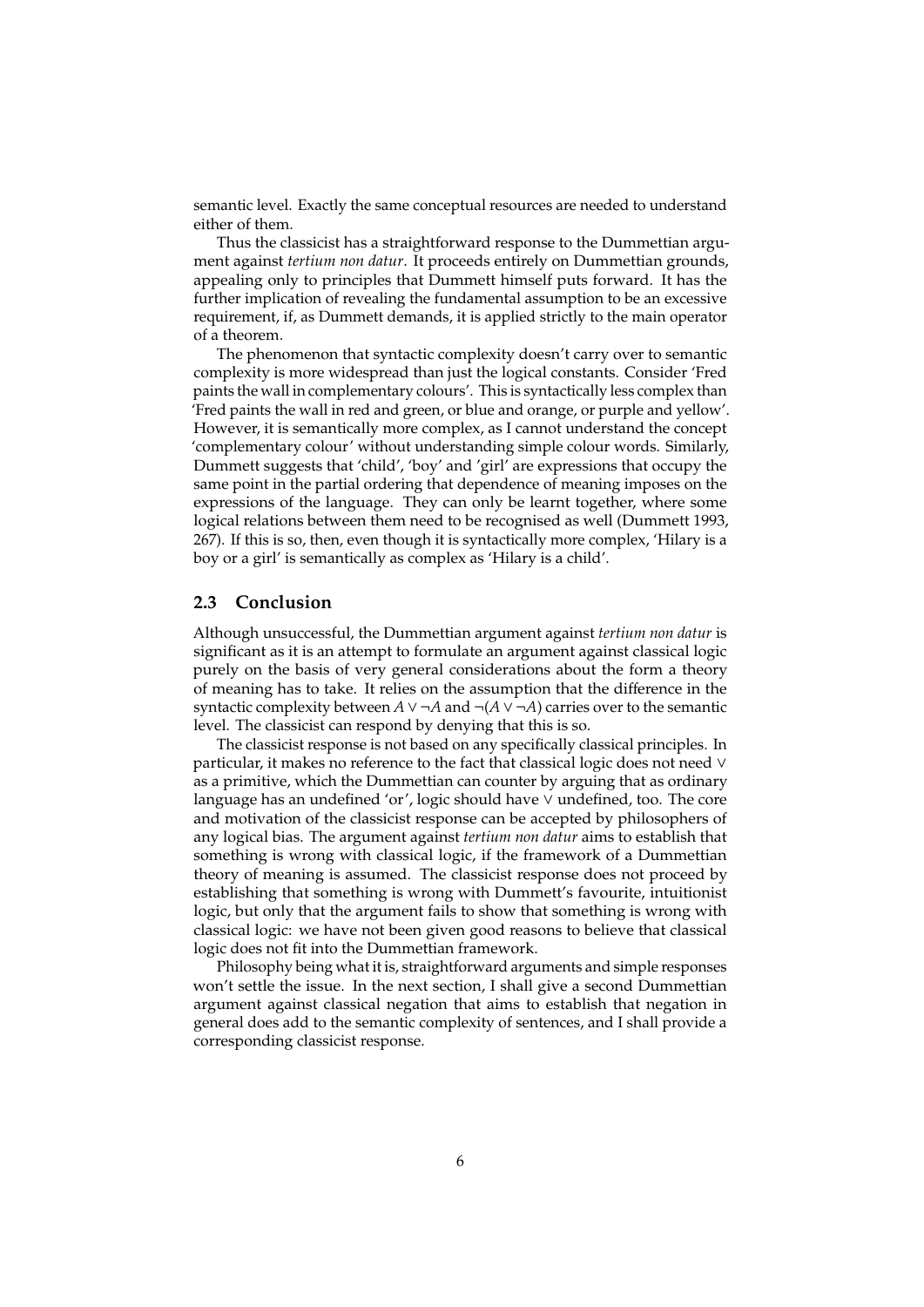semantic level. Exactly the same conceptual resources are needed to understand either of them.

Thus the classicist has a straightforward response to the Dummettian argument against *tertium non datur*. It proceeds entirely on Dummettian grounds, appealing only to principles that Dummett himself puts forward. It has the further implication of revealing the fundamental assumption to be an excessive requirement, if, as Dummett demands, it is applied strictly to the main operator of a theorem.

The phenomenon that syntactic complexity doesn't carry over to semantic complexity is more widespread than just the logical constants. Consider 'Fred paints the wall in complementary colours'. This is syntactically less complex than 'Fred paints the wall in red and green, or blue and orange, or purple and yellow'. However, it is semantically more complex, as I cannot understand the concept 'complementary colour' without understanding simple colour words. Similarly, Dummett suggests that 'child', 'boy' and 'girl' are expressions that occupy the same point in the partial ordering that dependence of meaning imposes on the expressions of the language. They can only be learnt together, where some logical relations between them need to be recognised as well (Dummett 1993, 267). If this is so, then, even though it is syntactically more complex, 'Hilary is a boy or a girl' is semantically as complex as 'Hilary is a child'.

## 2.3 Conclusion

Although unsuccessful, the Dummettian argument against *tertium non datur* is significant as it is an attempt to formulate an argument against classical logic purely on the basis of very general considerations about the form a theory of meaning has to take. It relies on the assumption that the difference in the syntactic complexity between $A \vee \neg A$ and $\neg(A \vee \neg A)$ carries over to the semantic level. The classicist can respond by denying that this is so.

The classicist response is not based on any specifically classical principles. In particular, it makes no reference to the fact that classical logic does not need $\vee$ as a primitive, which the Dummettian can counter by arguing that as ordinary language has an undefined 'or', logic should have $\vee$ undefined, too. The core and motivation of the classicist response can be accepted by philosophers of any logical bias. The argument against *tertium non datur* aims to establish that something is wrong with classical logic, if the framework of a Dummettian theory of meaning is assumed. The classicist response does not proceed by establishing that something is wrong with Dummett's favourite, intuitionist logic, but only that the argument fails to show that something is wrong with classical logic: we have not been given good reasons to believe that classical logic does not fit into the Dummettian framework.

Philosophy being what it is, straightforward arguments and simple responses won't settle the issue. In the next section, I shall give a second Dummettian argument against classical negation that aims to establish that negation in general does add to the semantic complexity of sentences, and I shall provide a corresponding classicist response.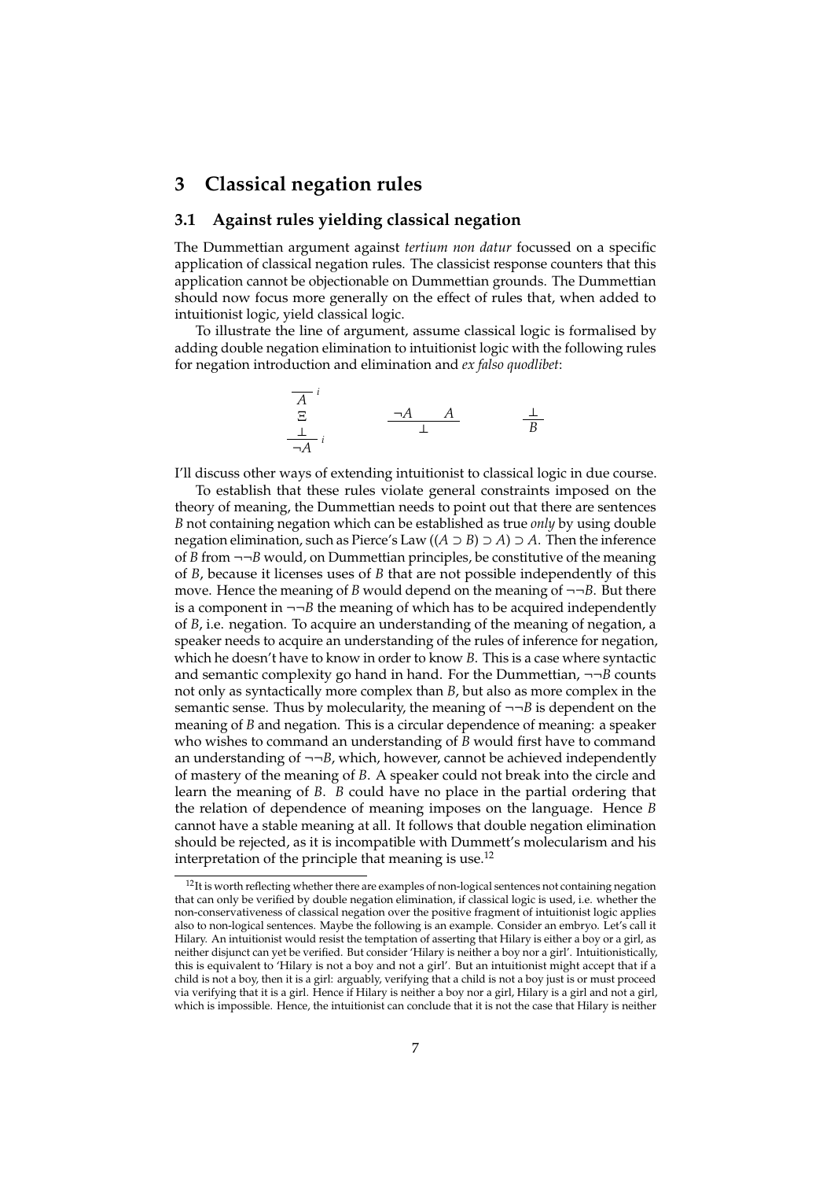## 3 Classical negation rules

### 3.1 Against rules yielding classical negation

The Dummettian argument against *tertium non datur* focussed on a specific application of classical negation rules. The classicist response counters that this application cannot be objectionable on Dummettian grounds. The Dummettian should now focus more generally on the effect of rules that, when added to intuitionist logic, yield classical logic.

To illustrate the line of argument, assume classical logic is formalised by adding double negation elimination to intuitionist logic with the following rules for negation introduction and elimination and *ex falso quodlibet*:

$$\dfrac{\begin{matrix}\overline{A}^{\,i} \\ \Xi \\ \bot\end{matrix}}{\neg A}\,i \qquad\qquad \dfrac{\neg A \qquad A}{\bot} \qquad\qquad \dfrac{\bot}{B}$$

I'll discuss other ways of extending intuitionist to classical logic in due course.

To establish that these rules violate general constraints imposed on the theory of meaning, the Dummettian needs to point out that there are sentences $B$ not containing negation which can be established as true *only* by using double negation elimination, such as Pierce's Law $((A \supset B) \supset A) \supset A$. Then the inference of $B$ from $\neg\neg B$ would, on Dummettian principles, be constitutive of the meaning of $B$, because it licenses uses of $B$ that are not possible independently of this move. Hence the meaning of $B$ would depend on the meaning of $\neg\neg B$. But there is a component in $\neg\neg B$ the meaning of which has to be acquired independently of $B$, i.e. negation. To acquire an understanding of the meaning of negation, a speaker needs to acquire an understanding of the rules of inference for negation, which he doesn't have to know in order to know $B$. This is a case where syntactic and semantic complexity go hand in hand. For the Dummettian, $\neg\neg B$ counts not only as syntactically more complex than $B$, but also as more complex in the semantic sense. Thus by molecularity, the meaning of $\neg\neg B$ is dependent on the meaning of $B$ and negation. This is a circular dependence of meaning: a speaker who wishes to command an understanding of $B$ would first have to command an understanding of $\neg\neg B$, which, however, cannot be achieved independently of mastery of the meaning of $B$. A speaker could not break into the circle and learn the meaning of $B$. $B$ could have no place in the partial ordering that the relation of dependence of meaning imposes on the language. Hence $B$ cannot have a stable meaning at all. It follows that double negation elimination should be rejected, as it is incompatible with Dummett's molecularism and his interpretation of the principle that meaning is use.[12]

[12] It is worth reflecting whether there are examples of non-logical sentences not containing negation that can only be verified by double negation elimination, if classical logic is used, i.e. whether the non-conservativeness of classical negation over the positive fragment of intuitionist logic applies also to non-logical sentences. Maybe the following is an example. Consider an embryo. Let's call it Hilary. An intuitionist would resist the temptation of asserting that Hilary is either a boy or a girl, as neither disjunct can yet be verified. But consider 'Hilary is neither a boy nor a girl'. Intuitionistically, this is equivalent to 'Hilary is not a boy and not a girl'. But an intuitionist might accept that if a child is not a boy, then it is a girl: arguably, verifying that a child is not a boy just is or must proceed via verifying that it is a girl. Hence if Hilary is neither a boy nor a girl, Hilary is a girl and not a girl, which is impossible. Hence, the intuitionist can conclude that it is not the case that Hilary is neither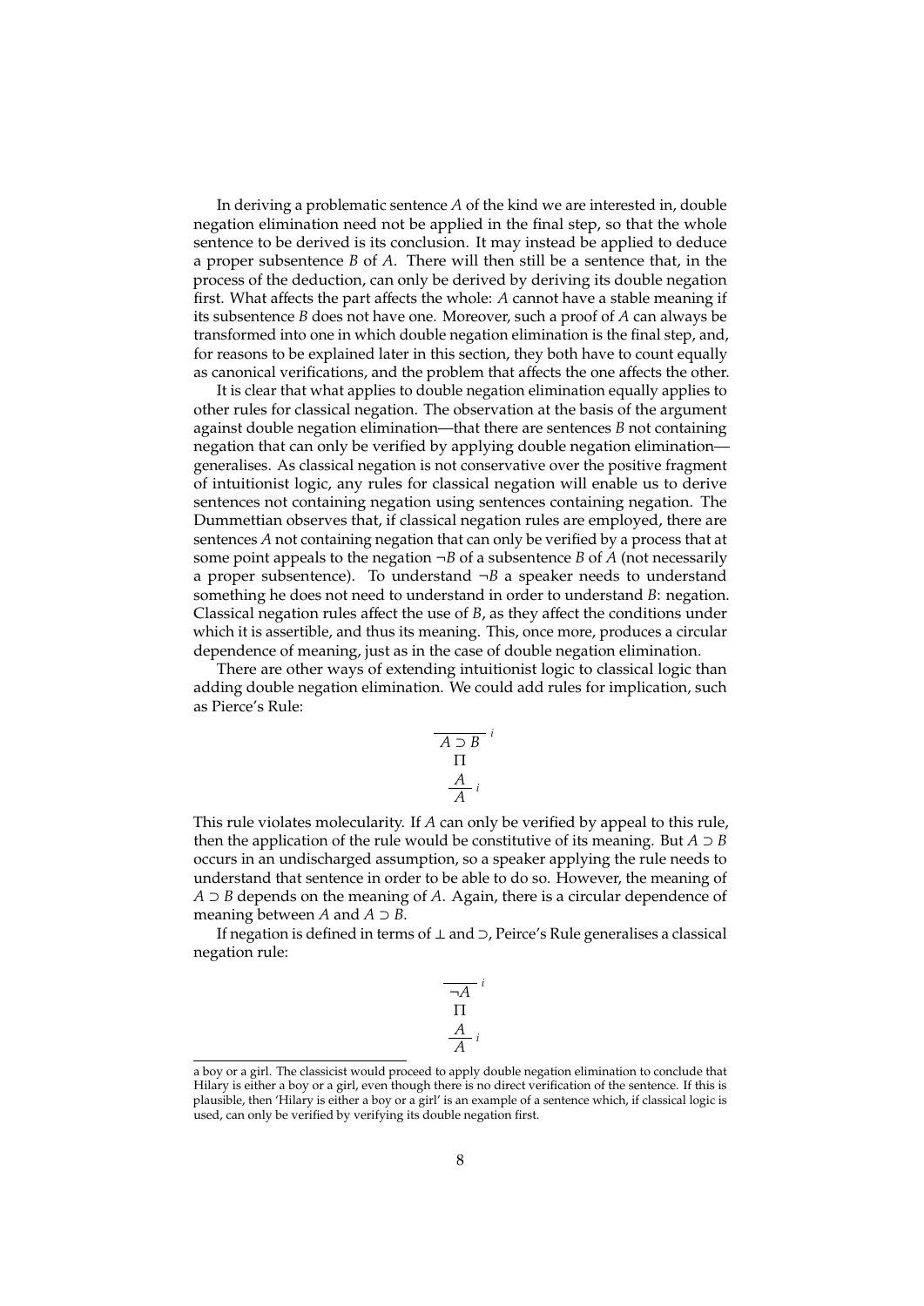In deriving a problematic sentence $A$ of the kind we are interested in, double negation elimination need not be applied in the final step, so that the whole sentence to be derived is its conclusion. It may instead be applied to deduce a proper subsentence $B$ of $A$. There will then still be a sentence that, in the process of the deduction, can only be derived by deriving its double negation first. What affects the part affects the whole: $A$ cannot have a stable meaning if its subsentence $B$ does not have one. Moreover, such a proof of $A$ can always be transformed into one in which double negation elimination is the final step, and, for reasons to be explained later in this section, they both have to count equally as canonical verifications, and the problem that affects the one affects the other.

It is clear that what applies to double negation elimination equally applies to other rules for classical negation. The observation at the basis of the argument against double negation elimination—that there are sentences $B$ not containing negation that can only be verified by applying double negation elimination—generalises. As classical negation is not conservative over the positive fragment of intuitionist logic, any rules for classical negation will enable us to derive sentences not containing negation using sentences containing negation. The Dummettian observes that, if classical negation rules are employed, there are sentences $A$ not containing negation that can only be verified by a process that at some point appeals to the negation $\neg B$ of a subsentence $B$ of $A$ (not necessarily a proper subsentence). To understand $\neg B$ a speaker needs to understand something he does not need to understand in order to understand $B$: negation. Classical negation rules affect the use of $B$, as they affect the conditions under which it is assertible, and thus its meaning. This, once more, produces a circular dependence of meaning, just as in the case of double negation elimination.

There are other ways of extending intuitionist logic to classical logic than adding double negation elimination. We could add rules for implication, such as Pierce's Rule:

$$\begin{array}{c} \overline{A \supset B}^{\,i} \\ \Pi \\ \dfrac{A}{A}\,i \end{array}$$

This rule violates molecularity. If $A$ can only be verified by appeal to this rule, then the application of the rule would be constitutive of its meaning. But $A \supset B$ occurs in an undischarged assumption, so a speaker applying the rule needs to understand that sentence in order to be able to do so. However, the meaning of $A \supset B$ depends on the meaning of $A$. Again, there is a circular dependence of meaning between $A$ and $A \supset B$.

If negation is defined in terms of $\bot$ and $\supset$, Peirce's Rule generalises a classical negation rule:

$$\begin{array}{c} \overline{\neg A}^{\,i} \\ \Pi \\ \dfrac{A}{A}\,i \end{array}$$

a boy or a girl. The classicist would proceed to apply double negation elimination to conclude that Hilary is either a boy or a girl, even though there is no direct verification of the sentence. If this is plausible, then 'Hilary is either a boy or a girl' is an example of a sentence which, if classical logic is used, can only be verified by verifying its double negation first.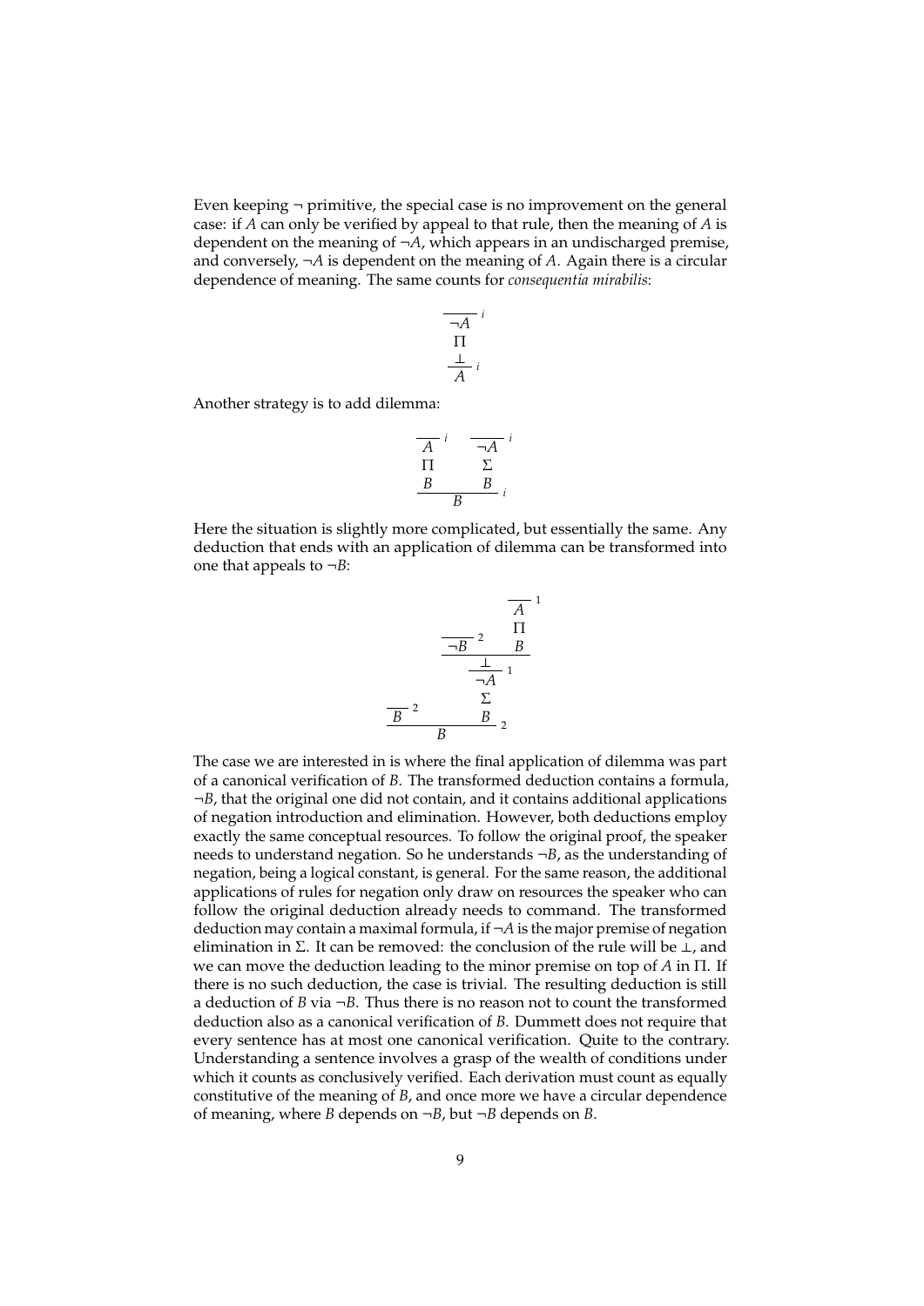Even keeping $\neg$ primitive, the special case is no improvement on the general case: if $A$ can only be verified by appeal to that rule, then the meaning of $A$ is dependent on the meaning of $\neg A$, which appears in an undischarged premise, and conversely, $\neg A$ is dependent on the meaning of $A$. Again there is a circular dependence of meaning. The same counts for *consequentia mirabilis*:

$$\dfrac{\begin{array}{c}\overline{\neg A}^{\,i}\\ \Pi\\ \bot\end{array}}{A}\,i$$

Another strategy is to add dilemma:

$$\dfrac{\begin{array}{c}\overline{A}^{\,i}\\ \Pi\\ B\end{array}\qquad\begin{array}{c}\overline{\neg A}^{\,i}\\ \Sigma\\ B\end{array}}{B}\,i$$

Here the situation is slightly more complicated, but essentially the same. Any deduction that ends with an application of dilemma can be transformed into one that appeals to $\neg B$:

$$\dfrac{\overline{B}^{\,2}\qquad \begin{array}{c}\dfrac{\dfrac{\overline{\neg B}^{\,2}\qquad \begin{array}{c}\overline{A}^{\,1}\\ \Pi\\ B\end{array}}{\bot}}{\neg A}\,1\\ \Sigma\\ B\end{array}}{B}\,2$$

The case we are interested in is where the final application of dilemma was part of a canonical verification of $B$. The transformed deduction contains a formula, $\neg B$, that the original one did not contain, and it contains additional applications of negation introduction and elimination. However, both deductions employ exactly the same conceptual resources. To follow the original proof, the speaker needs to understand negation. So he understands $\neg B$, as the understanding of negation, being a logical constant, is general. For the same reason, the additional applications of rules for negation only draw on resources the speaker who can follow the original deduction already needs to command. The transformed deduction may contain a maximal formula, if $\neg A$ is the major premise of negation elimination in $\Sigma$. It can be removed: the conclusion of the rule will be $\bot$, and we can move the deduction leading to the minor premise on top of $A$ in $\Pi$. If there is no such deduction, the case is trivial. The resulting deduction is still a deduction of $B$ via $\neg B$. Thus there is no reason not to count the transformed deduction also as a canonical verification of $B$. Dummett does not require that every sentence has at most one canonical verification. Quite to the contrary. Understanding a sentence involves a grasp of the wealth of conditions under which it counts as conclusively verified. Each derivation must count as equally constitutive of the meaning of $B$, and once more we have a circular dependence of meaning, where $B$ depends on $\neg B$, but $\neg B$ depends on $B$.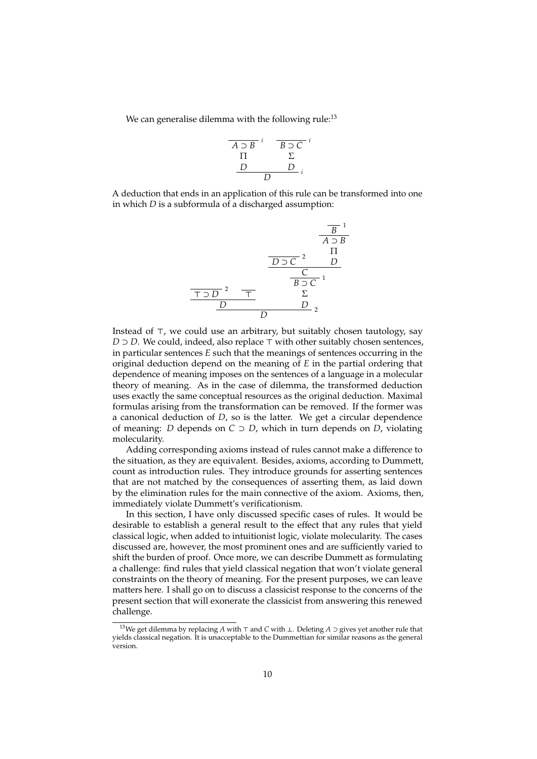We can generalise dilemma with the following rule:[13]

$$\dfrac{\begin{matrix} \overline{A \supset B}^{\,i} & \overline{B \supset C}^{\,i} \\ \Pi & \Sigma \\ D & D \end{matrix}}{D}\, i$$

A deduction that ends in an application of this rule can be transformed into one in which $D$ is a subformula of a discharged assumption:

$$\dfrac{\dfrac{\overline{\top \supset D}^{\,2} \quad \overline{\top}}{D} \qquad \begin{matrix} \dfrac{\dfrac{\overline{D \supset C}^{\,2} \quad \begin{matrix} \dfrac{\overline{B}^{\,1}}{A \supset B} \\ \Pi \\ D \end{matrix}}{C}}{B \supset C}\,1 \\ \Sigma \\ D \end{matrix}}{D}\,2$$

Instead of $\top$, we could use an arbitrary, but suitably chosen tautology, say $D \supset D$. We could, indeed, also replace $\top$ with other suitably chosen sentences, in particular sentences $E$ such that the meanings of sentences occurring in the original deduction depend on the meaning of $E$ in the partial ordering that dependence of meaning imposes on the sentences of a language in a molecular theory of meaning. As in the case of dilemma, the transformed deduction uses exactly the same conceptual resources as the original deduction. Maximal formulas arising from the transformation can be removed. If the former was a canonical deduction of $D$, so is the latter. We get a circular dependence of meaning: $D$ depends on $C \supset D$, which in turn depends on $D$, violating molecularity.

Adding corresponding axioms instead of rules cannot make a difference to the situation, as they are equivalent. Besides, axioms, according to Dummett, count as introduction rules. They introduce grounds for asserting sentences that are not matched by the consequences of asserting them, as laid down by the elimination rules for the main connective of the axiom. Axioms, then, immediately violate Dummett's verificationism.

In this section, I have only discussed specific cases of rules. It would be desirable to establish a general result to the effect that any rules that yield classical logic, when added to intuitionist logic, violate molecularity. The cases discussed are, however, the most prominent ones and are sufficiently varied to shift the burden of proof. Once more, we can describe Dummett as formulating a challenge: find rules that yield classical negation that won't violate general constraints on the theory of meaning. For the present purposes, we can leave matters here. I shall go on to discuss a classicist response to the concerns of the present section that will exonerate the classicist from answering this renewed challenge.

[13] We get dilemma by replacing $A$ with $\top$ and $C$ with $\bot$. Deleting $A \supset$ gives yet another rule that yields classical negation. It is unacceptable to the Dummettian for similar reasons as the general version.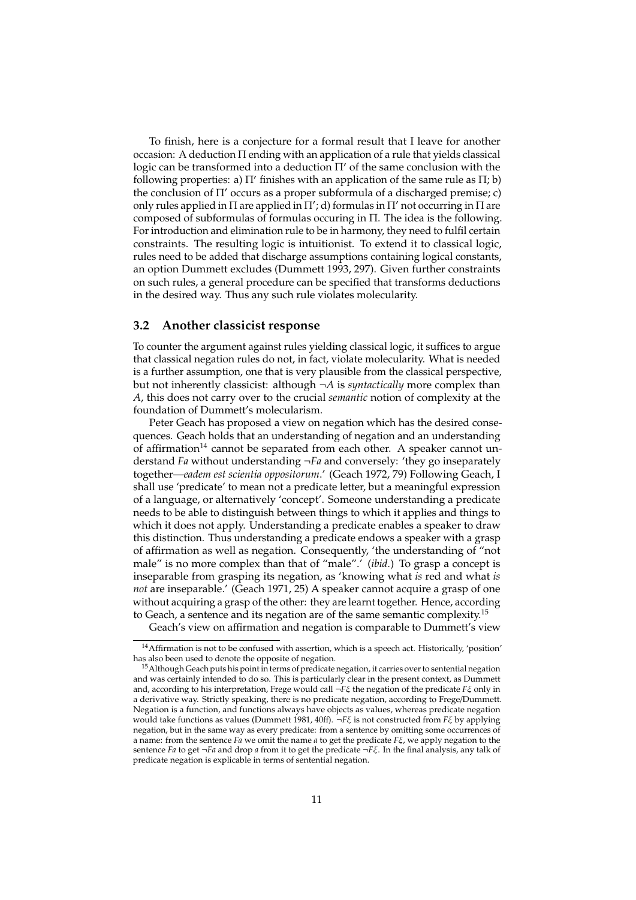To finish, here is a conjecture for a formal result that I leave for another occasion: A deduction $\Pi$ ending with an application of a rule that yields classical logic can be transformed into a deduction $\Pi'$ of the same conclusion with the following properties: a) $\Pi'$ finishes with an application of the same rule as $\Pi$; b) the conclusion of $\Pi'$ occurs as a proper subformula of a discharged premise; c) only rules applied in $\Pi$ are applied in $\Pi'$; d) formulas in $\Pi'$ not occurring in $\Pi$ are composed of subformulas of formulas occuring in $\Pi$. The idea is the following. For introduction and elimination rule to be in harmony, they need to fulfil certain constraints. The resulting logic is intuitionist. To extend it to classical logic, rules need to be added that discharge assumptions containing logical constants, an option Dummett excludes (Dummett 1993, 297). Given further constraints on such rules, a general procedure can be specified that transforms deductions in the desired way. Thus any such rule violates molecularity.

### 3.2 Another classicist response

To counter the argument against rules yielding classical logic, it suffices to argue that classical negation rules do not, in fact, violate molecularity. What is needed is a further assumption, one that is very plausible from the classical perspective, but not inherently classicist: although $\neg A$ is *syntactically* more complex than $A$, this does not carry over to the crucial *semantic* notion of complexity at the foundation of Dummett's molecularism.

Peter Geach has proposed a view on negation which has the desired consequences. Geach holds that an understanding of negation and an understanding of affirmation[14] cannot be separated from each other. A speaker cannot understand $Fa$ without understanding $\neg Fa$ and conversely: 'they go inseparately together—*eadem est scientia oppositorum*.' (Geach 1972, 79) Following Geach, I shall use 'predicate' to mean not a predicate letter, but a meaningful expression of a language, or alternatively 'concept'. Someone understanding a predicate needs to be able to distinguish between things to which it applies and things to which it does not apply. Understanding a predicate enables a speaker to draw this distinction. Thus understanding a predicate endows a speaker with a grasp of affirmation as well as negation. Consequently, 'the understanding of "not male" is no more complex than that of "male".' (*ibid.*) To grasp a concept is inseparable from grasping its negation, as 'knowing what *is* red and what *is not* are inseparable.' (Geach 1971, 25) A speaker cannot acquire a grasp of one without acquiring a grasp of the other: they are learnt together. Hence, according to Geach, a sentence and its negation are of the same semantic complexity.[15]

Geach's view on affirmation and negation is comparable to Dummett's view

[14] Affirmation is not to be confused with assertion, which is a speech act. Historically, 'position' has also been used to denote the opposite of negation.

[15] Although Geach puts his point in terms of predicate negation, it carries over to sentential negation and was certainly intended to do so. This is particularly clear in the present context, as Dummett and, according to his interpretation, Frege would call $\neg F\xi$ the negation of the predicate $F\xi$ only in a derivative way. Strictly speaking, there is no predicate negation, according to Frege/Dummett. Negation is a function, and functions always have objects as values, whereas predicate negation would take functions as values (Dummett 1981, 40ff). $\neg F\xi$ is not constructed from $F\xi$ by applying negation, but in the same way as every predicate: from a sentence by omitting some occurrences of a name: from the sentence $Fa$ we omit the name $a$ to get the predicate $F\xi$, we apply negation to the sentence $Fa$ to get $\neg Fa$ and drop $a$ from it to get the predicate $\neg F\xi$. In the final analysis, any talk of predicate negation is explicable in terms of sentential negation.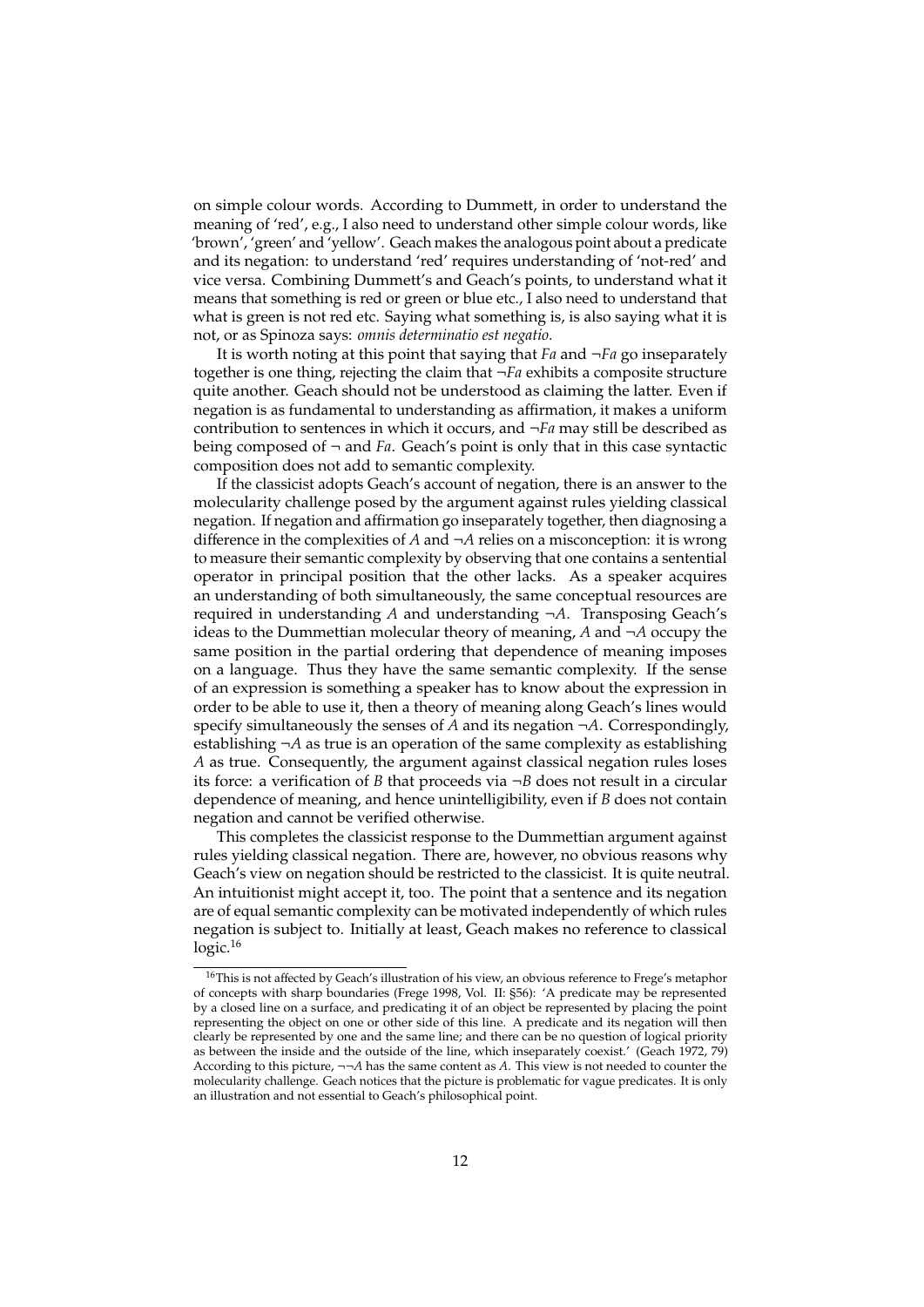on simple colour words. According to Dummett, in order to understand the meaning of 'red', e.g., I also need to understand other simple colour words, like 'brown', 'green' and 'yellow'. Geach makes the analogous point about a predicate and its negation: to understand 'red' requires understanding of 'not-red' and vice versa. Combining Dummett's and Geach's points, to understand what it means that something is red or green or blue etc., I also need to understand that what is green is not red etc. Saying what something is, is also saying what it is not, or as Spinoza says: *omnis determinatio est negatio*.

It is worth noting at this point that saying that $Fa$ and $\neg Fa$ go inseparately together is one thing, rejecting the claim that $\neg Fa$ exhibits a composite structure quite another. Geach should not be understood as claiming the latter. Even if negation is as fundamental to understanding as affirmation, it makes a uniform contribution to sentences in which it occurs, and $\neg Fa$ may still be described as being composed of $\neg$ and $Fa$. Geach's point is only that in this case syntactic composition does not add to semantic complexity.

If the classicist adopts Geach's account of negation, there is an answer to the molecularity challenge posed by the argument against rules yielding classical negation. If negation and affirmation go inseparately together, then diagnosing a difference in the complexities of $A$ and $\neg A$ relies on a misconception: it is wrong to measure their semantic complexity by observing that one contains a sentential operator in principal position that the other lacks. As a speaker acquires an understanding of both simultaneously, the same conceptual resources are required in understanding $A$ and understanding $\neg A$. Transposing Geach's ideas to the Dummettian molecular theory of meaning, $A$ and $\neg A$ occupy the same position in the partial ordering that dependence of meaning imposes on a language. Thus they have the same semantic complexity. If the sense of an expression is something a speaker has to know about the expression in order to be able to use it, then a theory of meaning along Geach's lines would specify simultaneously the senses of $A$ and its negation $\neg A$. Correspondingly, establishing $\neg A$ as true is an operation of the same complexity as establishing $A$ as true. Consequently, the argument against classical negation rules loses its force: a verification of $B$ that proceeds via $\neg B$ does not result in a circular dependence of meaning, and hence unintelligibility, even if $B$ does not contain negation and cannot be verified otherwise.

This completes the classicist response to the Dummettian argument against rules yielding classical negation. There are, however, no obvious reasons why Geach's view on negation should be restricted to the classicist. It is quite neutral. An intuitionist might accept it, too. The point that a sentence and its negation are of equal semantic complexity can be motivated independently of which rules negation is subject to. Initially at least, Geach makes no reference to classical logic.[16]

[16] This is not affected by Geach's illustration of his view, an obvious reference to Frege's metaphor of concepts with sharp boundaries (Frege 1998, Vol. II: §56): 'A predicate may be represented by a closed line on a surface, and predicating it of an object be represented by placing the point representing the object on one or other side of this line. A predicate and its negation will then clearly be represented by one and the same line; and there can be no question of logical priority as between the inside and the outside of the line, which inseparately coexist.' (Geach 1972, 79) According to this picture, $\neg\neg A$ has the same content as $A$. This view is not needed to counter the molecularity challenge. Geach notices that the picture is problematic for vague predicates. It is only an illustration and not essential to Geach's philosophical point.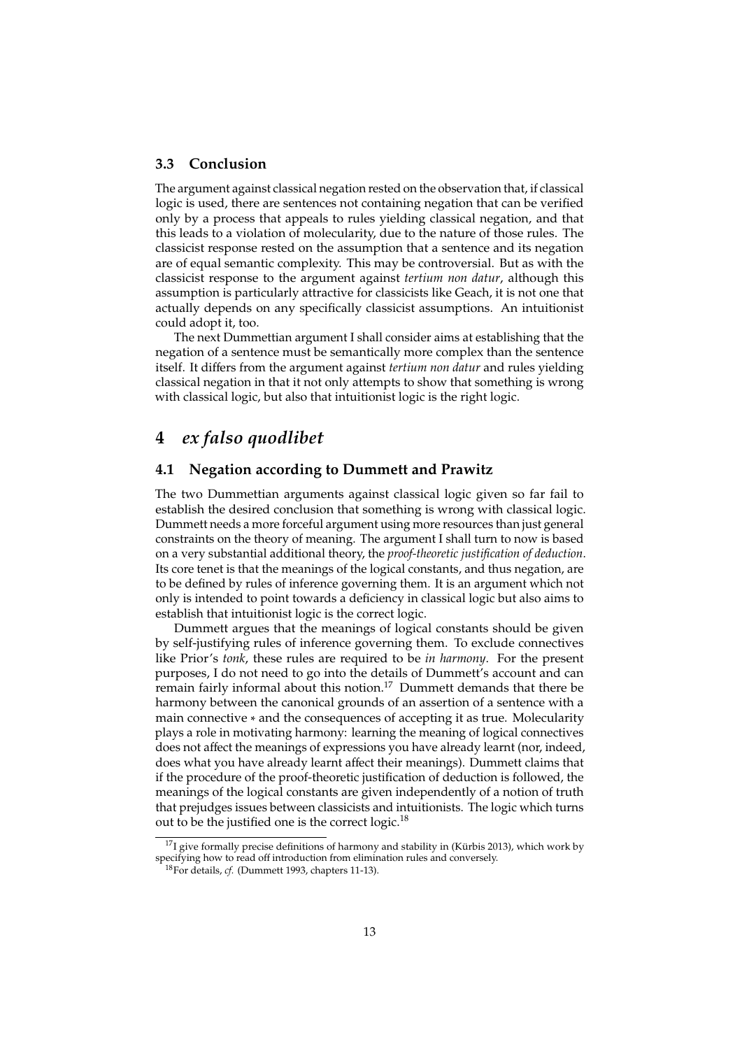### 3.3 Conclusion

The argument against classical negation rested on the observation that, if classical logic is used, there are sentences not containing negation that can be verified only by a process that appeals to rules yielding classical negation, and that this leads to a violation of molecularity, due to the nature of those rules. The classicist response rested on the assumption that a sentence and its negation are of equal semantic complexity. This may be controversial. But as with the classicist response to the argument against *tertium non datur*, although this assumption is particularly attractive for classicists like Geach, it is not one that actually depends on any specifically classicist assumptions. An intuitionist could adopt it, too.

The next Dummettian argument I shall consider aims at establishing that the negation of a sentence must be semantically more complex than the sentence itself. It differs from the argument against *tertium non datur* and rules yielding classical negation in that it not only attempts to show that something is wrong with classical logic, but also that intuitionist logic is the right logic.

## 4 *ex falso quodlibet*

### 4.1 Negation according to Dummett and Prawitz

The two Dummettian arguments against classical logic given so far fail to establish the desired conclusion that something is wrong with classical logic. Dummett needs a more forceful argument using more resources than just general constraints on the theory of meaning. The argument I shall turn to now is based on a very substantial additional theory, the *proof-theoretic justification of deduction*. Its core tenet is that the meanings of the logical constants, and thus negation, are to be defined by rules of inference governing them. It is an argument which not only is intended to point towards a deficiency in classical logic but also aims to establish that intuitionist logic is the correct logic.

Dummett argues that the meanings of logical constants should be given by self-justifying rules of inference governing them. To exclude connectives like Prior's *tonk*, these rules are required to be *in harmony*. For the present purposes, I do not need to go into the details of Dummett's account and can remain fairly informal about this notion.[17] Dummett demands that there be harmony between the canonical grounds of an assertion of a sentence with a main connective $*$ and the consequences of accepting it as true. Molecularity plays a role in motivating harmony: learning the meaning of logical connectives does not affect the meanings of expressions you have already learnt (nor, indeed, does what you have already learnt affect their meanings). Dummett claims that if the procedure of the proof-theoretic justification of deduction is followed, the meanings of the logical constants are given independently of a notion of truth that prejudges issues between classicists and intuitionists. The logic which turns out to be the justified one is the correct logic.[18]

[17] I give formally precise definitions of harmony and stability in (Kürbis 2013), which work by specifying how to read off introduction from elimination rules and conversely.

[18] For details, *cf.* (Dummett 1993, chapters 11-13).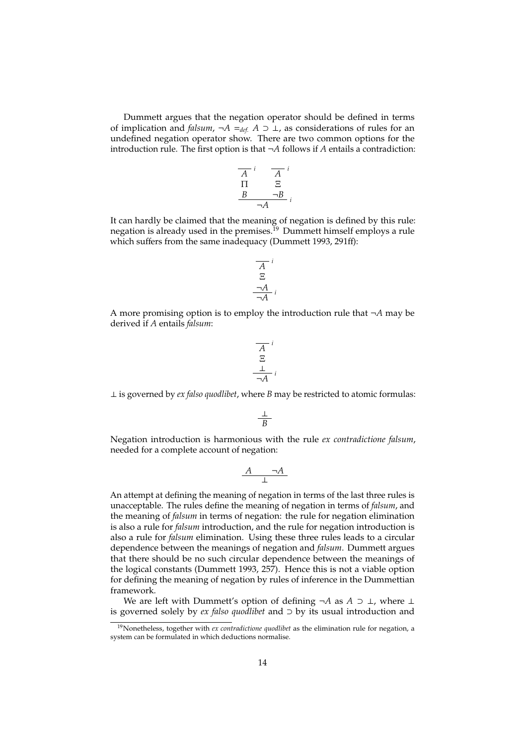Dummett argues that the negation operator should be defined in terms of implication and *falsum*, $\neg A =_{def.} A \supset \bot$, as considerations of rules for an undefined negation operator show. There are two common options for the introduction rule. The first option is that $\neg A$ follows if $A$ entails a contradiction:

$$\dfrac{\begin{matrix}\overline{A}^{\,i} \\ \Pi \\ B\end{matrix} \qquad \begin{matrix}\overline{A}^{\,i} \\ \Xi \\ \neg B\end{matrix}}{\neg A}\, i$$

It can hardly be claimed that the meaning of negation is defined by this rule: negation is already used in the premises.[19] Dummett himself employs a rule which suffers from the same inadequacy (Dummett 1993, 291ff):

$$\dfrac{\begin{matrix}\overline{A}^{\,i} \\ \Xi \\ \neg A\end{matrix}}{\neg A}\, i$$

A more promising option is to employ the introduction rule that $\neg A$ may be derived if $A$ entails *falsum*:

$$\dfrac{\begin{matrix}\overline{A}^{\,i} \\ \Xi \\ \bot\end{matrix}}{\neg A}\, i$$

$\bot$ is governed by *ex falso quodlibet*, where $B$ may be restricted to atomic formulas:

$$\frac{\bot}{B}$$

Negation introduction is harmonious with the rule *ex contradictione falsum*, needed for a complete account of negation:

$$\frac{A \qquad \neg A}{\bot}$$

An attempt at defining the meaning of negation in terms of the last three rules is unacceptable. The rules define the meaning of negation in terms of *falsum*, and the meaning of *falsum* in terms of negation: the rule for negation elimination is also a rule for *falsum* introduction, and the rule for negation introduction is also a rule for *falsum* elimination. Using these three rules leads to a circular dependence between the meanings of negation and *falsum*. Dummett argues that there should be no such circular dependence between the meanings of the logical constants (Dummett 1993, 257). Hence this is not a viable option for defining the meaning of negation by rules of inference in the Dummettian framework.

We are left with Dummett's option of defining $\neg A$ as $A \supset \bot$, where $\bot$ is governed solely by *ex falso quodlibet* and $\supset$ by its usual introduction and

[19] Nonetheless, together with *ex contradictione quodlibet* as the elimination rule for negation, a system can be formulated in which deductions normalise.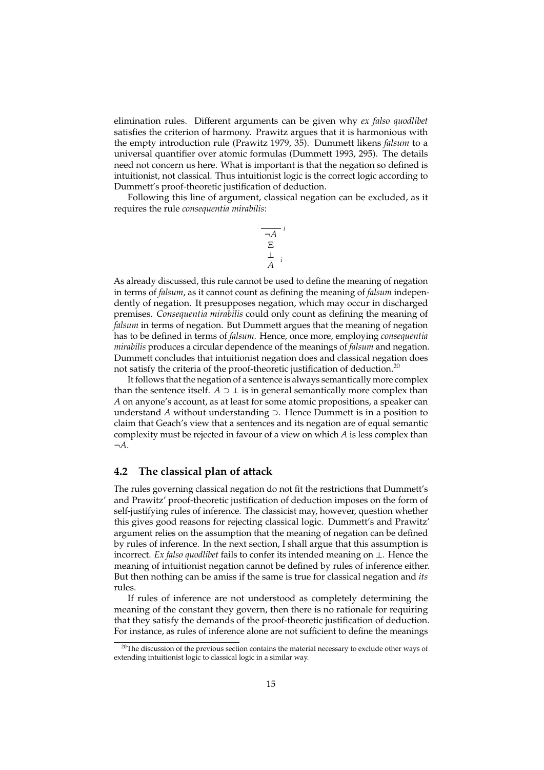elimination rules. Different arguments can be given why *ex falso quodlibet* satisfies the criterion of harmony. Prawitz argues that it is harmonious with the empty introduction rule (Prawitz 1979, 35). Dummett likens *falsum* to a universal quantifier over atomic formulas (Dummett 1993, 295). The details need not concern us here. What is important is that the negation so defined is intuitionist, not classical. Thus intuitionist logic is the correct logic according to Dummett's proof-theoretic justification of deduction.

Following this line of argument, classical negation can be excluded, as it requires the rule *consequentia mirabilis*:

$$\dfrac{\begin{array}{c}\overline{\neg A}^{\,i}\\ \Xi \\ \bot\end{array}}{A}\,i$$

As already discussed, this rule cannot be used to define the meaning of negation in terms of *falsum*, as it cannot count as defining the meaning of *falsum* independently of negation. It presupposes negation, which may occur in discharged premises. *Consequentia mirabilis* could only count as defining the meaning of *falsum* in terms of negation. But Dummett argues that the meaning of negation has to be defined in terms of *falsum*. Hence, once more, employing *consequentia mirabilis* produces a circular dependence of the meanings of *falsum* and negation. Dummett concludes that intuitionist negation does and classical negation does not satisfy the criteria of the proof-theoretic justification of deduction.[20]

It follows that the negation of a sentence is always semantically more complex than the sentence itself. $A \supset \bot$ is in general semantically more complex than $A$ on anyone's account, as at least for some atomic propositions, a speaker can understand $A$ without understanding $\supset$. Hence Dummett is in a position to claim that Geach's view that a sentences and its negation are of equal semantic complexity must be rejected in favour of a view on which $A$ is less complex than $\neg A$.

## 4.2 The classical plan of attack

The rules governing classical negation do not fit the restrictions that Dummett's and Prawitz' proof-theoretic justification of deduction imposes on the form of self-justifying rules of inference. The classicist may, however, question whether this gives good reasons for rejecting classical logic. Dummett's and Prawitz' argument relies on the assumption that the meaning of negation can be defined by rules of inference. In the next section, I shall argue that this assumption is incorrect. *Ex falso quodlibet* fails to confer its intended meaning on $\bot$. Hence the meaning of intuitionist negation cannot be defined by rules of inference either. But then nothing can be amiss if the same is true for classical negation and *its* rules.

If rules of inference are not understood as completely determining the meaning of the constant they govern, then there is no rationale for requiring that they satisfy the demands of the proof-theoretic justification of deduction. For instance, as rules of inference alone are not sufficient to define the meanings

[20] The discussion of the previous section contains the material necessary to exclude other ways of extending intuitionist logic to classical logic in a similar way.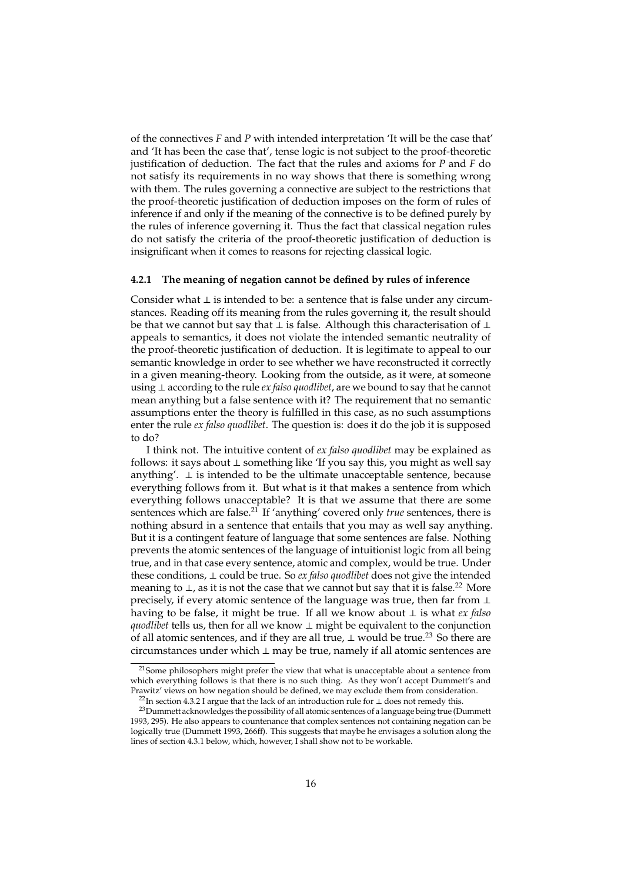of the connectives $F$ and $P$ with intended interpretation 'It will be the case that' and 'It has been the case that', tense logic is not subject to the proof-theoretic justification of deduction. The fact that the rules and axioms for $P$ and $F$ do not satisfy its requirements in no way shows that there is something wrong with them. The rules governing a connective are subject to the restrictions that the proof-theoretic justification of deduction imposes on the form of rules of inference if and only if the meaning of the connective is to be defined purely by the rules of inference governing it. Thus the fact that classical negation rules do not satisfy the criteria of the proof-theoretic justification of deduction is insignificant when it comes to reasons for rejecting classical logic.

### 4.2.1 The meaning of negation cannot be defined by rules of inference

Consider what $\bot$ is intended to be: a sentence that is false under any circumstances. Reading off its meaning from the rules governing it, the result should be that we cannot but say that $\bot$ is false. Although this characterisation of $\bot$ appeals to semantics, it does not violate the intended semantic neutrality of the proof-theoretic justification of deduction. It is legitimate to appeal to our semantic knowledge in order to see whether we have reconstructed it correctly in a given meaning-theory. Looking from the outside, as it were, at someone using $\bot$ according to the rule *ex falso quodlibet*, are we bound to say that he cannot mean anything but a false sentence with it? The requirement that no semantic assumptions enter the theory is fulfilled in this case, as no such assumptions enter the rule *ex falso quodlibet*. The question is: does it do the job it is supposed to do?

I think not. The intuitive content of *ex falso quodlibet* may be explained as follows: it says about $\bot$ something like 'If you say this, you might as well say anything'. $\bot$ is intended to be the ultimate unacceptable sentence, because everything follows from it. But what is it that makes a sentence from which everything follows unacceptable? It is that we assume that there are some sentences which are false.[21] If 'anything' covered only *true* sentences, there is nothing absurd in a sentence that entails that you may as well say anything. But it is a contingent feature of language that some sentences are false. Nothing prevents the atomic sentences of the language of intuitionist logic from all being true, and in that case every sentence, atomic and complex, would be true. Under these conditions, $\bot$ could be true. So *ex falso quodlibet* does not give the intended meaning to $\bot$, as it is not the case that we cannot but say that it is false.[22] More precisely, if every atomic sentence of the language was true, then far from $\bot$ having to be false, it might be true. If all we know about $\bot$ is what *ex falso quodlibet* tells us, then for all we know $\bot$ might be equivalent to the conjunction of all atomic sentences, and if they are all true, $\bot$ would be true.[23] So there are circumstances under which $\bot$ may be true, namely if all atomic sentences are

[21] Some philosophers might prefer the view that what is unacceptable about a sentence from which everything follows is that there is no such thing. As they won't accept Dummett's and Prawitz' views on how negation should be defined, we may exclude them from consideration.

[22] In section 4.3.2 I argue that the lack of an introduction rule for $\bot$ does not remedy this.

[23] Dummett acknowledges the possibility of all atomic sentences of a language being true (Dummett 1993, 295). He also appears to countenance that complex sentences not containing negation can be logically true (Dummett 1993, 266ff). This suggests that maybe he envisages a solution along the lines of section 4.3.1 below, which, however, I shall show not to be workable.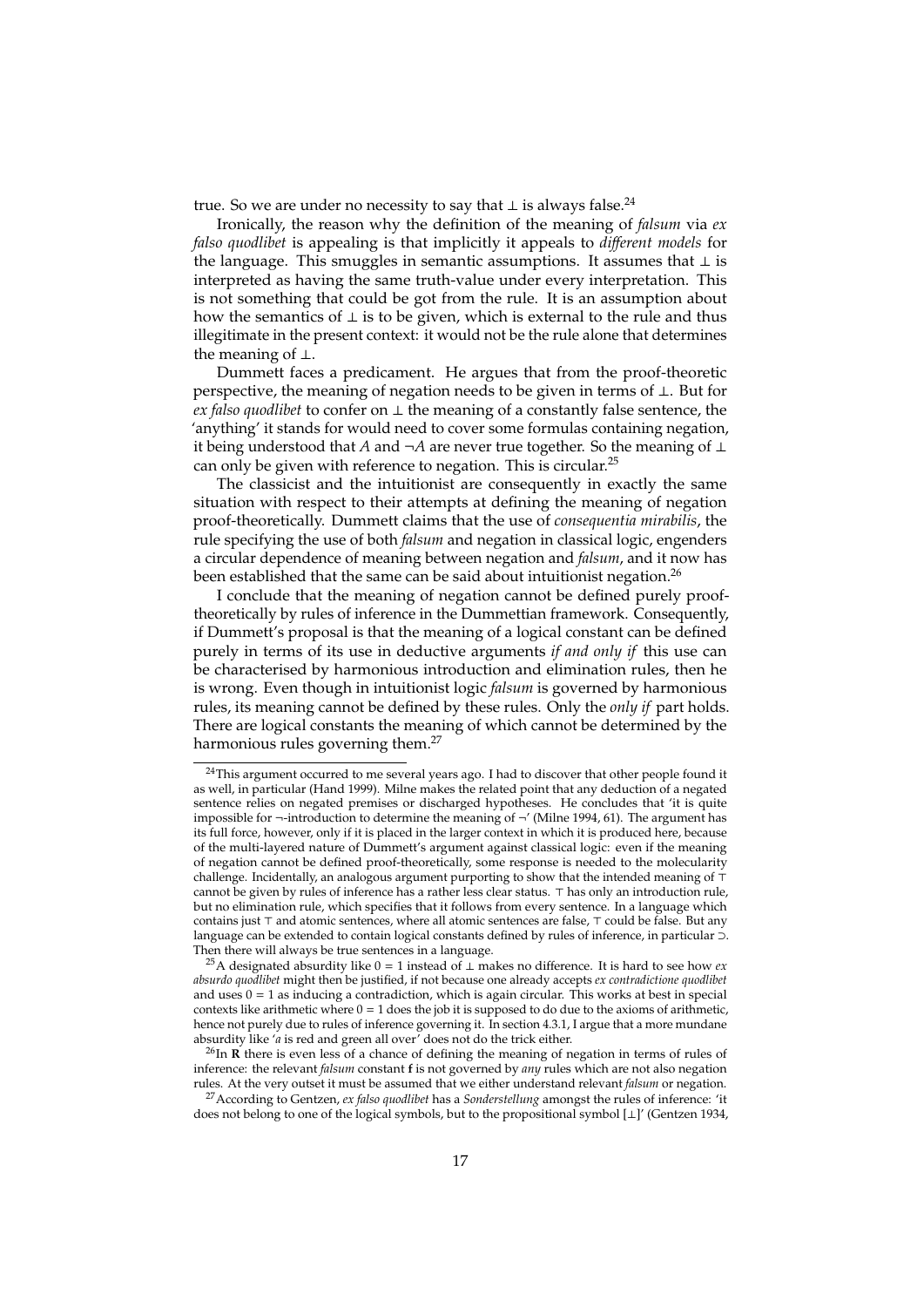true. So we are under no necessity to say that $\bot$ is always false.[24]

Ironically, the reason why the definition of the meaning of *falsum* via *ex falso quodlibet* is appealing is that implicitly it appeals to *different models* for the language. This smuggles in semantic assumptions. It assumes that $\bot$ is interpreted as having the same truth-value under every interpretation. This is not something that could be got from the rule. It is an assumption about how the semantics of $\bot$ is to be given, which is external to the rule and thus illegitimate in the present context: it would not be the rule alone that determines the meaning of $\bot$.

Dummett faces a predicament. He argues that from the proof-theoretic perspective, the meaning of negation needs to be given in terms of $\bot$. But for *ex falso quodlibet* to confer on $\bot$ the meaning of a constantly false sentence, the 'anything' it stands for would need to cover some formulas containing negation, it being understood that $A$ and $\neg A$ are never true together. So the meaning of $\bot$ can only be given with reference to negation. This is circular.[25]

The classicist and the intuitionist are consequently in exactly the same situation with respect to their attempts at defining the meaning of negation proof-theoretically. Dummett claims that the use of *consequentia mirabilis*, the rule specifying the use of both *falsum* and negation in classical logic, engenders a circular dependence of meaning between negation and *falsum*, and it now has been established that the same can be said about intuitionist negation.[26]

I conclude that the meaning of negation cannot be defined purely proof-theoretically by rules of inference in the Dummettian framework. Consequently, if Dummett's proposal is that the meaning of a logical constant can be defined purely in terms of its use in deductive arguments *if and only if* this use can be characterised by harmonious introduction and elimination rules, then he is wrong. Even though in intuitionist logic *falsum* is governed by harmonious rules, its meaning cannot be defined by these rules. Only the *only if* part holds. There are logical constants the meaning of which cannot be determined by the harmonious rules governing them.[27]

---

[24] This argument occurred to me several years ago. I had to discover that other people found it as well, in particular (Hand 1999). Milne makes the related point that any deduction of a negated sentence relies on negated premises or discharged hypotheses. He concludes that 'it is quite impossible for $\neg$-introduction to determine the meaning of $\neg$' (Milne 1994, 61). The argument has its full force, however, only if it is placed in the larger context in which it is produced here, because of the multi-layered nature of Dummett's argument against classical logic: even if the meaning of negation cannot be defined proof-theoretically, some response is needed to the molecularity challenge. Incidentally, an analogous argument purporting to show that the intended meaning of $\top$ cannot be given by rules of inference has a rather less clear status. $\top$ has only an introduction rule, but no elimination rule, which specifies that it follows from every sentence. In a language which contains just $\top$ and atomic sentences, where all atomic sentences are false, $\top$ could be false. But any language can be extended to contain logical constants defined by rules of inference, in particular $\supset$. Then there will always be true sentences in a language.

[25] A designated absurdity like $0 = 1$ instead of $\bot$ makes no difference. It is hard to see how *ex absurdo quodlibet* might then be justified, if not because one already accepts *ex contradictione quodlibet* and uses $0 = 1$ as inducing a contradiction, which is again circular. This works at best in special contexts like arithmetic where $0 = 1$ does the job it is supposed to do due to the axioms of arithmetic, hence not purely due to rules of inference governing it. In section 4.3.1, I argue that a more mundane absurdity like '*a* is red and green all over' does not do the trick either.

[26] In **R** there is even less of a chance of defining the meaning of negation in terms of rules of inference: the relevant *falsum* constant **f** is not governed by *any* rules which are not also negation rules. At the very outset it must be assumed that we either understand relevant *falsum* or negation.

[27] According to Gentzen, *ex falso quodlibet* has a *Sonderstellung* amongst the rules of inference: 'it does not belong to one of the logical symbols, but to the propositional symbol [$\bot$]' (Gentzen 1934,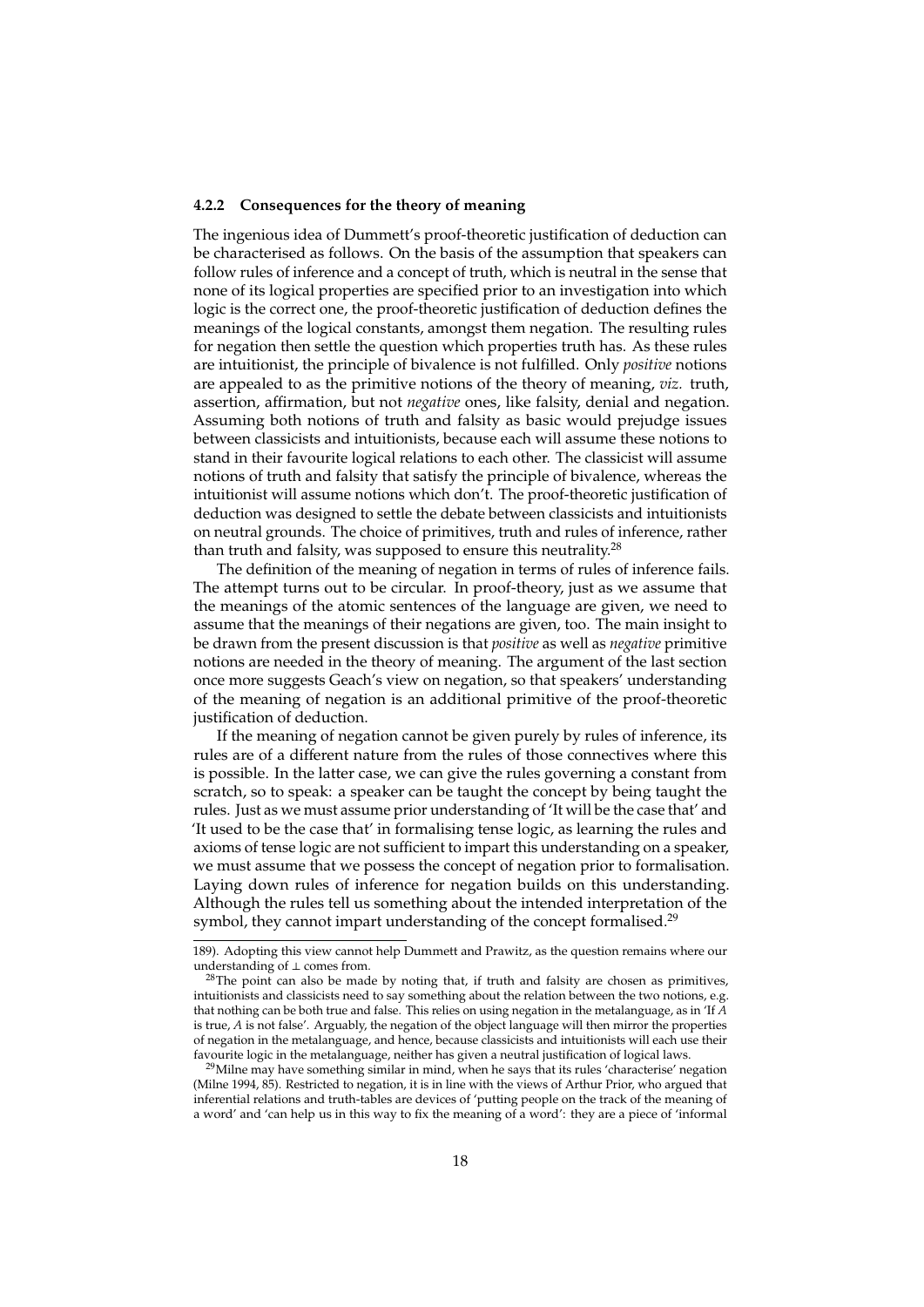### 4.2.2 Consequences for the theory of meaning

The ingenious idea of Dummett's proof-theoretic justification of deduction can be characterised as follows. On the basis of the assumption that speakers can follow rules of inference and a concept of truth, which is neutral in the sense that none of its logical properties are specified prior to an investigation into which logic is the correct one, the proof-theoretic justification of deduction defines the meanings of the logical constants, amongst them negation. The resulting rules for negation then settle the question which properties truth has. As these rules are intuitionist, the principle of bivalence is not fulfilled. Only *positive* notions are appealed to as the primitive notions of the theory of meaning, *viz*. truth, assertion, affirmation, but not *negative* ones, like falsity, denial and negation. Assuming both notions of truth and falsity as basic would prejudge issues between classicists and intuitionists, because each will assume these notions to stand in their favourite logical relations to each other. The classicist will assume notions of truth and falsity that satisfy the principle of bivalence, whereas the intuitionist will assume notions which don't. The proof-theoretic justification of deduction was designed to settle the debate between classicists and intuitionists on neutral grounds. The choice of primitives, truth and rules of inference, rather than truth and falsity, was supposed to ensure this neutrality.[28]

The definition of the meaning of negation in terms of rules of inference fails. The attempt turns out to be circular. In proof-theory, just as we assume that the meanings of the atomic sentences of the language are given, we need to assume that the meanings of their negations are given, too. The main insight to be drawn from the present discussion is that *positive* as well as *negative* primitive notions are needed in the theory of meaning. The argument of the last section once more suggests Geach's view on negation, so that speakers' understanding of the meaning of negation is an additional primitive of the proof-theoretic justification of deduction.

If the meaning of negation cannot be given purely by rules of inference, its rules are of a different nature from the rules of those connectives where this is possible. In the latter case, we can give the rules governing a constant from scratch, so to speak: a speaker can be taught the concept by being taught the rules. Just as we must assume prior understanding of 'It will be the case that' and 'It used to be the case that' in formalising tense logic, as learning the rules and axioms of tense logic are not sufficient to impart this understanding on a speaker, we must assume that we possess the concept of negation prior to formalisation. Laying down rules of inference for negation builds on this understanding. Although the rules tell us something about the intended interpretation of the symbol, they cannot impart understanding of the concept formalised.[29]

---

189). Adopting this view cannot help Dummett and Prawitz, as the question remains where our understanding of $\bot$ comes from.

[28] The point can also be made by noting that, if truth and falsity are chosen as primitives, intuitionists and classicists need to say something about the relation between the two notions, e.g. that nothing can be both true and false. This relies on using negation in the metalanguage, as in 'If $A$ is true, $A$ is not false'. Arguably, the negation of the object language will then mirror the properties of negation in the metalanguage, and hence, because classicists and intuitionists will each use their favourite logic in the metalanguage, neither has given a neutral justification of logical laws.

[29] Milne may have something similar in mind, when he says that its rules 'characterise' negation (Milne 1994, 85). Restricted to negation, it is in line with the views of Arthur Prior, who argued that inferential relations and truth-tables are devices of 'putting people on the track of the meaning of a word' and 'can help us in this way to fix the meaning of a word': they are a piece of 'informal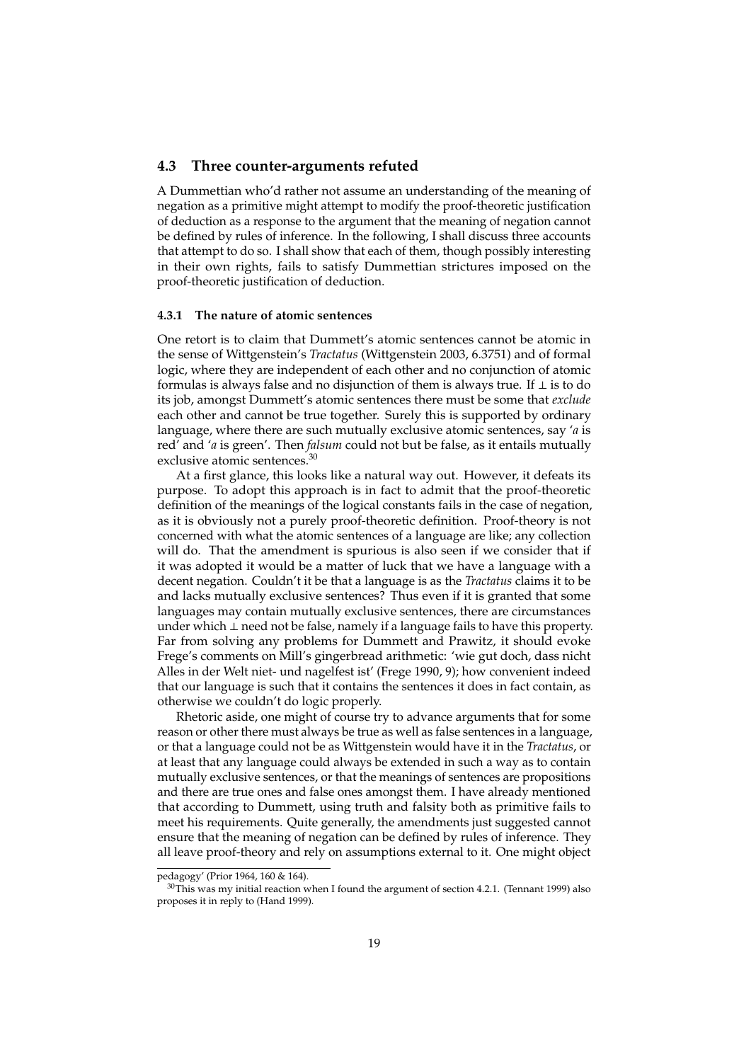## 4.3 Three counter-arguments refuted

A Dummettian who'd rather not assume an understanding of the meaning of negation as a primitive might attempt to modify the proof-theoretic justification of deduction as a response to the argument that the meaning of negation cannot be defined by rules of inference. In the following, I shall discuss three accounts that attempt to do so. I shall show that each of them, though possibly interesting in their own rights, fails to satisfy Dummettian strictures imposed on the proof-theoretic justification of deduction.

### 4.3.1 The nature of atomic sentences

One retort is to claim that Dummett's atomic sentences cannot be atomic in the sense of Wittgenstein's *Tractatus* (Wittgenstein 2003, 6.3751) and of formal logic, where they are independent of each other and no conjunction of atomic formulas is always false and no disjunction of them is always true. If $\bot$ is to do its job, amongst Dummett's atomic sentences there must be some that *exclude* each other and cannot be true together. Surely this is supported by ordinary language, where there are such mutually exclusive atomic sentences, say '*a* is red' and '*a* is green'. Then *falsum* could not but be false, as it entails mutually exclusive atomic sentences.[30]

At a first glance, this looks like a natural way out. However, it defeats its purpose. To adopt this approach is in fact to admit that the proof-theoretic definition of the meanings of the logical constants fails in the case of negation, as it is obviously not a purely proof-theoretic definition. Proof-theory is not concerned with what the atomic sentences of a language are like; any collection will do. That the amendment is spurious is also seen if we consider that if it was adopted it would be a matter of luck that we have a language with a decent negation. Couldn't it be that a language is as the *Tractatus* claims it to be and lacks mutually exclusive sentences? Thus even if it is granted that some languages may contain mutually exclusive sentences, there are circumstances under which $\bot$ need not be false, namely if a language fails to have this property. Far from solving any problems for Dummett and Prawitz, it should evoke Frege's comments on Mill's gingerbread arithmetic: 'wie gut doch, dass nicht Alles in der Welt niet- und nagelfest ist' (Frege 1990, 9); how convenient indeed that our language is such that it contains the sentences it does in fact contain, as otherwise we couldn't do logic properly.

Rhetoric aside, one might of course try to advance arguments that for some reason or other there must always be true as well as false sentences in a language, or that a language could not be as Wittgenstein would have it in the *Tractatus*, or at least that any language could always be extended in such a way as to contain mutually exclusive sentences, or that the meanings of sentences are propositions and there are true ones and false ones amongst them. I have already mentioned that according to Dummett, using truth and falsity both as primitive fails to meet his requirements. Quite generally, the amendments just suggested cannot ensure that the meaning of negation can be defined by rules of inference. They all leave proof-theory and rely on assumptions external to it. One might object

pedagogy' (Prior 1964, 160 & 164).

[30] This was my initial reaction when I found the argument of section 4.2.1. (Tennant 1999) also proposes it in reply to (Hand 1999).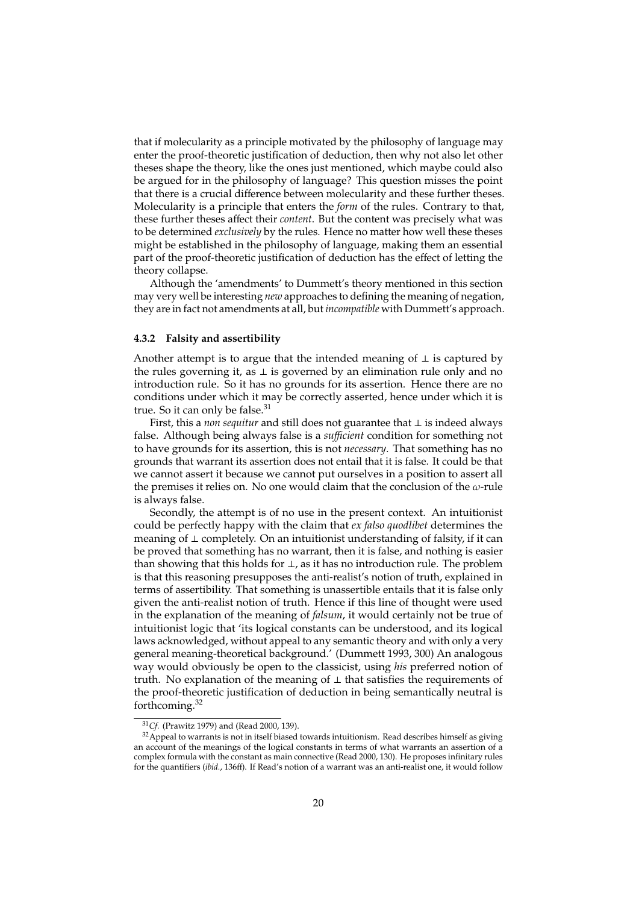that if molecularity as a principle motivated by the philosophy of language may enter the proof-theoretic justification of deduction, then why not also let other theses shape the theory, like the ones just mentioned, which maybe could also be argued for in the philosophy of language? This question misses the point that there is a crucial difference between molecularity and these further theses. Molecularity is a principle that enters the *form* of the rules. Contrary to that, these further theses affect their *content*. But the content was precisely what was to be determined *exclusively* by the rules. Hence no matter how well these theses might be established in the philosophy of language, making them an essential part of the proof-theoretic justification of deduction has the effect of letting the theory collapse.

Although the 'amendments' to Dummett's theory mentioned in this section may very well be interesting *new* approaches to defining the meaning of negation, they are in fact not amendments at all, but *incompatible* with Dummett's approach.

### 4.3.2 Falsity and assertibility

Another attempt is to argue that the intended meaning of $\bot$ is captured by the rules governing it, as $\bot$ is governed by an elimination rule only and no introduction rule. So it has no grounds for its assertion. Hence there are no conditions under which it may be correctly asserted, hence under which it is true. So it can only be false.[31]

First, this a *non sequitur* and still does not guarantee that $\bot$ is indeed always false. Although being always false is a *sufficient* condition for something not to have grounds for its assertion, this is not *necessary*. That something has no grounds that warrant its assertion does not entail that it is false. It could be that we cannot assert it because we cannot put ourselves in a position to assert all the premises it relies on. No one would claim that the conclusion of the $\omega$-rule is always false.

Secondly, the attempt is of no use in the present context. An intuitionist could be perfectly happy with the claim that *ex falso quodlibet* determines the meaning of $\bot$ completely. On an intuitionist understanding of falsity, if it can be proved that something has no warrant, then it is false, and nothing is easier than showing that this holds for $\bot$, as it has no introduction rule. The problem is that this reasoning presupposes the anti-realist's notion of truth, explained in terms of assertibility. That something is unassertible entails that it is false only given the anti-realist notion of truth. Hence if this line of thought were used in the explanation of the meaning of *falsum*, it would certainly not be true of intuitionist logic that 'its logical constants can be understood, and its logical laws acknowledged, without appeal to any semantic theory and with only a very general meaning-theoretical background.' (Dummett 1993, 300) An analogous way would obviously be open to the classicist, using *his* preferred notion of truth. No explanation of the meaning of $\bot$ that satisfies the requirements of the proof-theoretic justification of deduction in being semantically neutral is forthcoming.[32]

[31] *Cf.* (Prawitz 1979) and (Read 2000, 139).

[32] Appeal to warrants is not in itself biased towards intuitionism. Read describes himself as giving an account of the meanings of the logical constants in terms of what warrants an assertion of a complex formula with the constant as main connective (Read 2000, 130). He proposes infinitary rules for the quantifiers (*ibid.*, 136ff). If Read's notion of a warrant was an anti-realist one, it would follow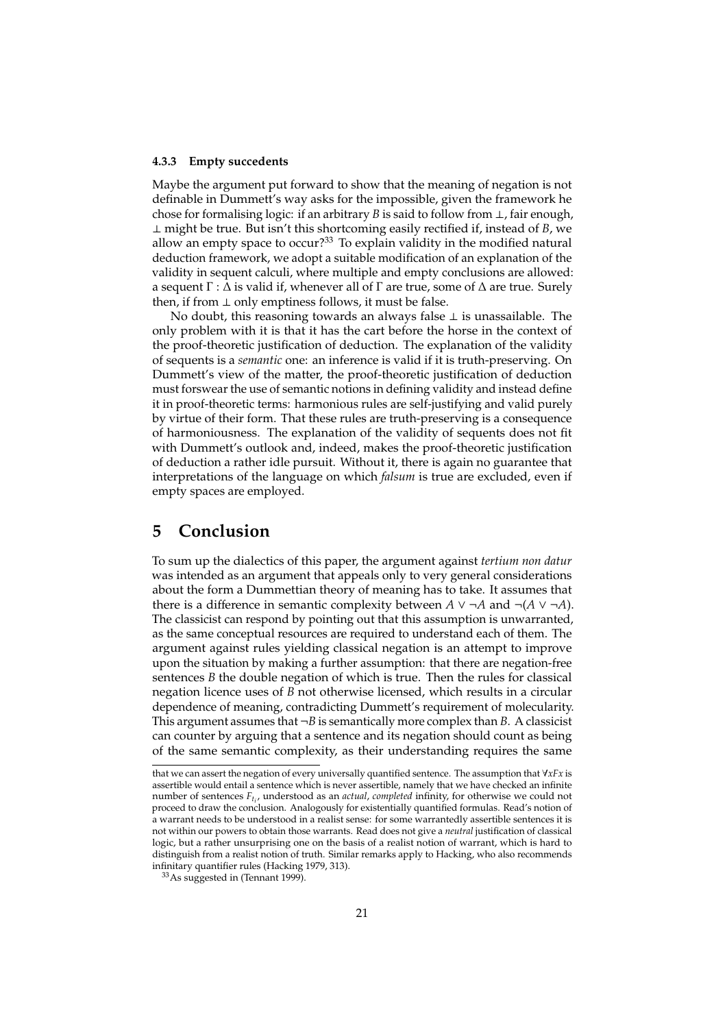#### 4.3.3 Empty succedents

Maybe the argument put forward to show that the meaning of negation is not definable in Dummett's way asks for the impossible, given the framework he chose for formalising logic: if an arbitrary $B$ is said to follow from $\bot$, fair enough, $\bot$ might be true. But isn't this shortcoming easily rectified if, instead of $B$, we allow an empty space to occur?[33] To explain validity in the modified natural deduction framework, we adopt a suitable modification of an explanation of the validity in sequent calculi, where multiple and empty conclusions are allowed: a sequent $\Gamma : \Delta$ is valid if, whenever all of $\Gamma$ are true, some of $\Delta$ are true. Surely then, if from $\bot$ only emptiness follows, it must be false.

No doubt, this reasoning towards an always false $\bot$ is unassailable. The only problem with it is that it has the cart before the horse in the context of the proof-theoretic justification of deduction. The explanation of the validity of sequents is a *semantic* one: an inference is valid if it is truth-preserving. On Dummett's view of the matter, the proof-theoretic justification of deduction must forswear the use of semantic notions in defining validity and instead define it in proof-theoretic terms: harmonious rules are self-justifying and valid purely by virtue of their form. That these rules are truth-preserving is a consequence of harmoniousness. The explanation of the validity of sequents does not fit with Dummett's outlook and, indeed, makes the proof-theoretic justification of deduction a rather idle pursuit. Without it, there is again no guarantee that interpretations of the language on which *falsum* is true are excluded, even if empty spaces are employed.

# 5 Conclusion

To sum up the dialectics of this paper, the argument against *tertium non datur* was intended as an argument that appeals only to very general considerations about the form a Dummettian theory of meaning has to take. It assumes that there is a difference in semantic complexity between $A \vee \neg A$ and $\neg(A \vee \neg A)$. The classicist can respond by pointing out that this assumption is unwarranted, as the same conceptual resources are required to understand each of them. The argument against rules yielding classical negation is an attempt to improve upon the situation by making a further assumption: that there are negation-free sentences $B$ the double negation of which is true. Then the rules for classical negation licence uses of $B$ not otherwise licensed, which results in a circular dependence of meaning, contradicting Dummett's requirement of molecularity. This argument assumes that $\neg B$ is semantically more complex than $B$. A classicist can counter by arguing that a sentence and its negation should count as being of the same semantic complexity, as their understanding requires the same

---

that we can assert the negation of every universally quantified sentence. The assumption that $\forall x Fx$ is assertible would entail a sentence which is never assertible, namely that we have checked an infinite number of sentences $F_{t_i}$, understood as an *actual*, *completed* infinity, for otherwise we could not proceed to draw the conclusion. Analogously for existentially quantified formulas. Read's notion of a warrant needs to be understood in a realist sense: for some warrantedly assertible sentences it is not within our powers to obtain those warrants. Read does not give a *neutral* justification of classical logic, but a rather unsurprising one on the basis of a realist notion of warrant, which is hard to distinguish from a realist notion of truth. Similar remarks apply to Hacking, who also recommends infinitary quantifier rules (Hacking 1979, 313).

[33] As suggested in (Tennant 1999).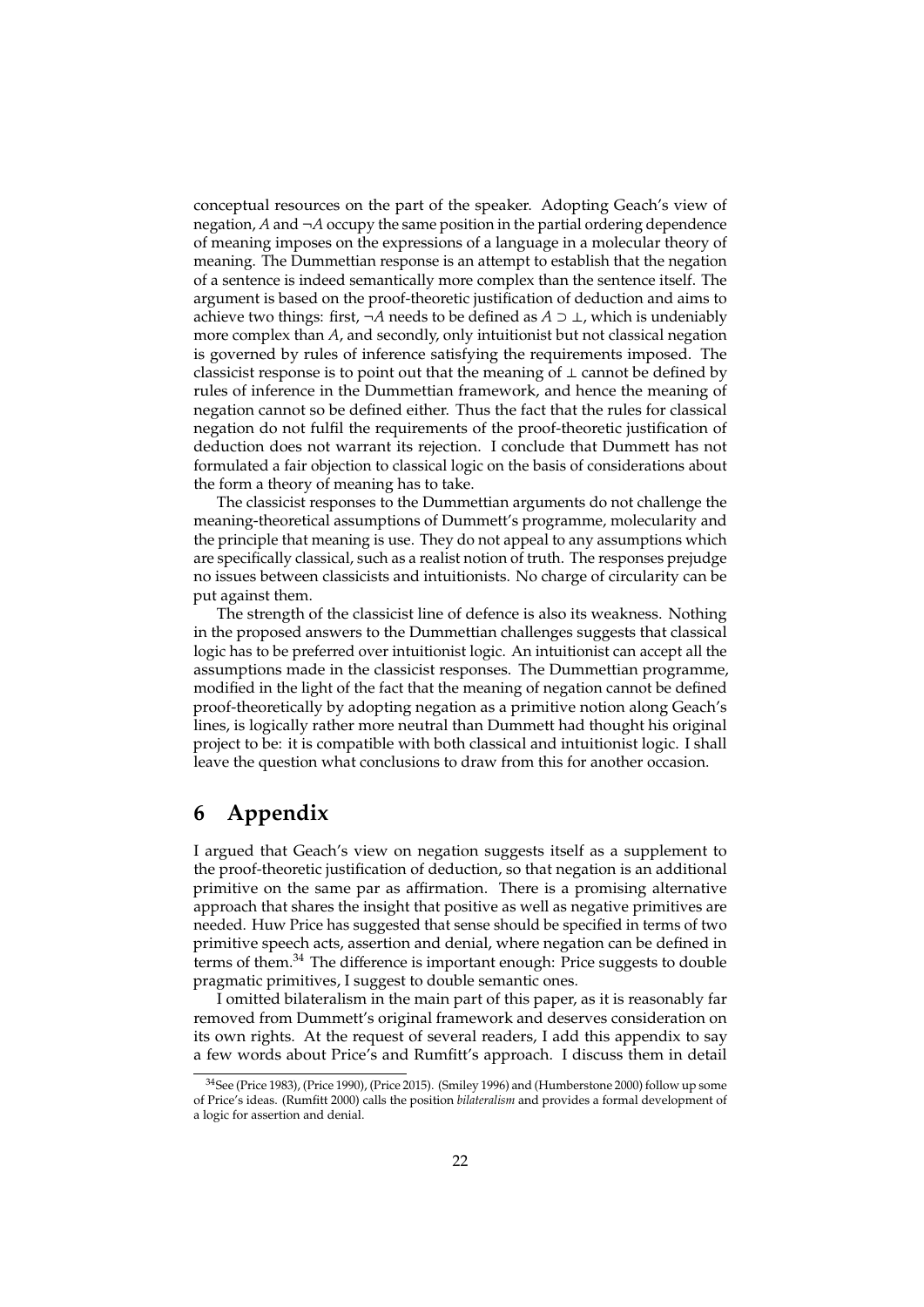conceptual resources on the part of the speaker. Adopting Geach's view of negation, $A$ and $\neg A$ occupy the same position in the partial ordering dependence of meaning imposes on the expressions of a language in a molecular theory of meaning. The Dummettian response is an attempt to establish that the negation of a sentence is indeed semantically more complex than the sentence itself. The argument is based on the proof-theoretic justification of deduction and aims to achieve two things: first, $\neg A$ needs to be defined as $A \supset \bot$, which is undeniably more complex than $A$, and secondly, only intuitionist but not classical negation is governed by rules of inference satisfying the requirements imposed. The classicist response is to point out that the meaning of $\bot$ cannot be defined by rules of inference in the Dummettian framework, and hence the meaning of negation cannot so be defined either. Thus the fact that the rules for classical negation do not fulfil the requirements of the proof-theoretic justification of deduction does not warrant its rejection. I conclude that Dummett has not formulated a fair objection to classical logic on the basis of considerations about the form a theory of meaning has to take.

The classicist responses to the Dummettian arguments do not challenge the meaning-theoretical assumptions of Dummett's programme, molecularity and the principle that meaning is use. They do not appeal to any assumptions which are specifically classical, such as a realist notion of truth. The responses prejudge no issues between classicists and intuitionists. No charge of circularity can be put against them.

The strength of the classicist line of defence is also its weakness. Nothing in the proposed answers to the Dummettian challenges suggests that classical logic has to be preferred over intuitionist logic. An intuitionist can accept all the assumptions made in the classicist responses. The Dummettian programme, modified in the light of the fact that the meaning of negation cannot be defined proof-theoretically by adopting negation as a primitive notion along Geach's lines, is logically rather more neutral than Dummett had thought his original project to be: it is compatible with both classical and intuitionist logic. I shall leave the question what conclusions to draw from this for another occasion.

# 6 Appendix

I argued that Geach's view on negation suggests itself as a supplement to the proof-theoretic justification of deduction, so that negation is an additional primitive on the same par as affirmation. There is a promising alternative approach that shares the insight that positive as well as negative primitives are needed. Huw Price has suggested that sense should be specified in terms of two primitive speech acts, assertion and denial, where negation can be defined in terms of them.[34] The difference is important enough: Price suggests to double pragmatic primitives, I suggest to double semantic ones.

I omitted bilateralism in the main part of this paper, as it is reasonably far removed from Dummett's original framework and deserves consideration on its own rights. At the request of several readers, I add this appendix to say a few words about Price's and Rumfitt's approach. I discuss them in detail

[34] See (Price 1983), (Price 1990), (Price 2015). (Smiley 1996) and (Humberstone 2000) follow up some of Price's ideas. (Rumfitt 2000) calls the position *bilateralism* and provides a formal development of a logic for assertion and denial.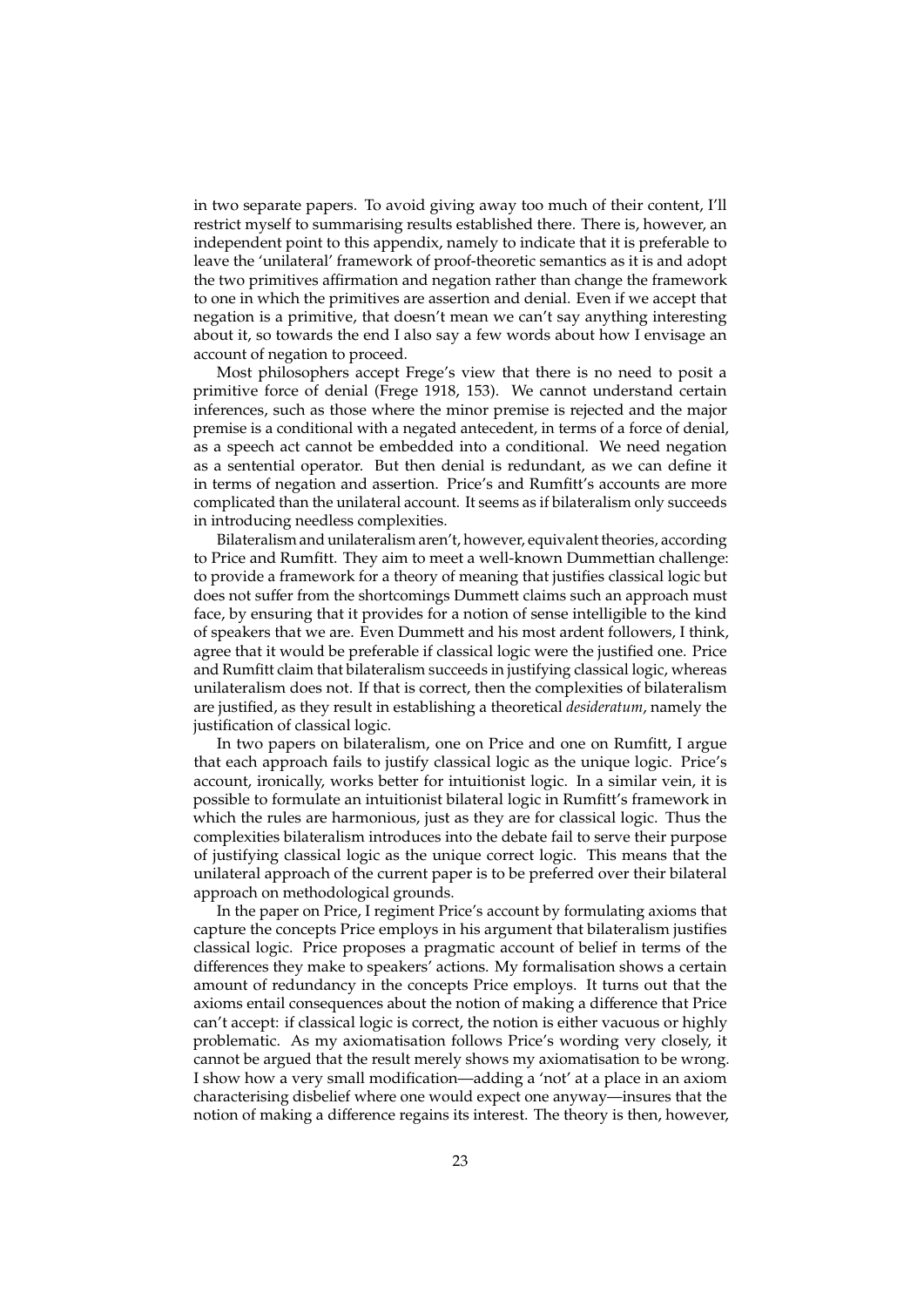in two separate papers. To avoid giving away too much of their content, I'll restrict myself to summarising results established there. There is, however, an independent point to this appendix, namely to indicate that it is preferable to leave the 'unilateral' framework of proof-theoretic semantics as it is and adopt the two primitives affirmation and negation rather than change the framework to one in which the primitives are assertion and denial. Even if we accept that negation is a primitive, that doesn't mean we can't say anything interesting about it, so towards the end I also say a few words about how I envisage an account of negation to proceed.

Most philosophers accept Frege's view that there is no need to posit a primitive force of denial (Frege 1918, 153). We cannot understand certain inferences, such as those where the minor premise is rejected and the major premise is a conditional with a negated antecedent, in terms of a force of denial, as a speech act cannot be embedded into a conditional. We need negation as a sentential operator. But then denial is redundant, as we can define it in terms of negation and assertion. Price's and Rumfitt's accounts are more complicated than the unilateral account. It seems as if bilateralism only succeeds in introducing needless complexities.

Bilateralism and unilateralism aren't, however, equivalent theories, according to Price and Rumfitt. They aim to meet a well-known Dummettian challenge: to provide a framework for a theory of meaning that justifies classical logic but does not suffer from the shortcomings Dummett claims such an approach must face, by ensuring that it provides for a notion of sense intelligible to the kind of speakers that we are. Even Dummett and his most ardent followers, I think, agree that it would be preferable if classical logic were the justified one. Price and Rumfitt claim that bilateralism succeeds in justifying classical logic, whereas unilateralism does not. If that is correct, then the complexities of bilateralism are justified, as they result in establishing a theoretical *desideratum*, namely the justification of classical logic.

In two papers on bilateralism, one on Price and one on Rumfitt, I argue that each approach fails to justify classical logic as the unique logic. Price's account, ironically, works better for intuitionist logic. In a similar vein, it is possible to formulate an intuitionist bilateral logic in Rumfitt's framework in which the rules are harmonious, just as they are for classical logic. Thus the complexities bilateralism introduces into the debate fail to serve their purpose of justifying classical logic as the unique correct logic. This means that the unilateral approach of the current paper is to be preferred over their bilateral approach on methodological grounds.

In the paper on Price, I regiment Price's account by formulating axioms that capture the concepts Price employs in his argument that bilateralism justifies classical logic. Price proposes a pragmatic account of belief in terms of the differences they make to speakers' actions. My formalisation shows a certain amount of redundancy in the concepts Price employs. It turns out that the axioms entail consequences about the notion of making a difference that Price can't accept: if classical logic is correct, the notion is either vacuous or highly problematic. As my axiomatisation follows Price's wording very closely, it cannot be argued that the result merely shows my axiomatisation to be wrong. I show how a very small modification—adding a 'not' at a place in an axiom characterising disbelief where one would expect one anyway—insures that the notion of making a difference regains its interest. The theory is then, however,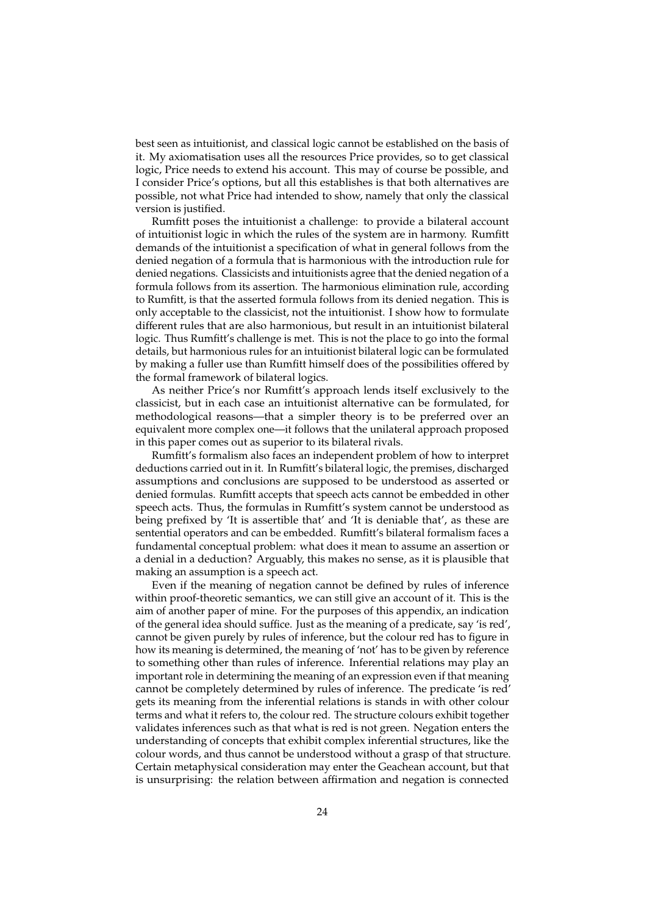best seen as intuitionist, and classical logic cannot be established on the basis of it. My axiomatisation uses all the resources Price provides, so to get classical logic, Price needs to extend his account. This may of course be possible, and I consider Price's options, but all this establishes is that both alternatives are possible, not what Price had intended to show, namely that only the classical version is justified.

Rumfitt poses the intuitionist a challenge: to provide a bilateral account of intuitionist logic in which the rules of the system are in harmony. Rumfitt demands of the intuitionist a specification of what in general follows from the denied negation of a formula that is harmonious with the introduction rule for denied negations. Classicists and intuitionists agree that the denied negation of a formula follows from its assertion. The harmonious elimination rule, according to Rumfitt, is that the asserted formula follows from its denied negation. This is only acceptable to the classicist, not the intuitionist. I show how to formulate different rules that are also harmonious, but result in an intuitionist bilateral logic. Thus Rumfitt's challenge is met. This is not the place to go into the formal details, but harmonious rules for an intuitionist bilateral logic can be formulated by making a fuller use than Rumfitt himself does of the possibilities offered by the formal framework of bilateral logics.

As neither Price's nor Rumfitt's approach lends itself exclusively to the classicist, but in each case an intuitionist alternative can be formulated, for methodological reasons—that a simpler theory is to be preferred over an equivalent more complex one—it follows that the unilateral approach proposed in this paper comes out as superior to its bilateral rivals.

Rumfitt's formalism also faces an independent problem of how to interpret deductions carried out in it. In Rumfitt's bilateral logic, the premises, discharged assumptions and conclusions are supposed to be understood as asserted or denied formulas. Rumfitt accepts that speech acts cannot be embedded in other speech acts. Thus, the formulas in Rumfitt's system cannot be understood as being prefixed by 'It is assertible that' and 'It is deniable that', as these are sentential operators and can be embedded. Rumfitt's bilateral formalism faces a fundamental conceptual problem: what does it mean to assume an assertion or a denial in a deduction? Arguably, this makes no sense, as it is plausible that making an assumption is a speech act.

Even if the meaning of negation cannot be defined by rules of inference within proof-theoretic semantics, we can still give an account of it. This is the aim of another paper of mine. For the purposes of this appendix, an indication of the general idea should suffice. Just as the meaning of a predicate, say 'is red', cannot be given purely by rules of inference, but the colour red has to figure in how its meaning is determined, the meaning of 'not' has to be given by reference to something other than rules of inference. Inferential relations may play an important role in determining the meaning of an expression even if that meaning cannot be completely determined by rules of inference. The predicate 'is red' gets its meaning from the inferential relations is stands in with other colour terms and what it refers to, the colour red. The structure colours exhibit together validates inferences such as that what is red is not green. Negation enters the understanding of concepts that exhibit complex inferential structures, like the colour words, and thus cannot be understood without a grasp of that structure. Certain metaphysical consideration may enter the Geachean account, but that is unsurprising: the relation between affirmation and negation is connected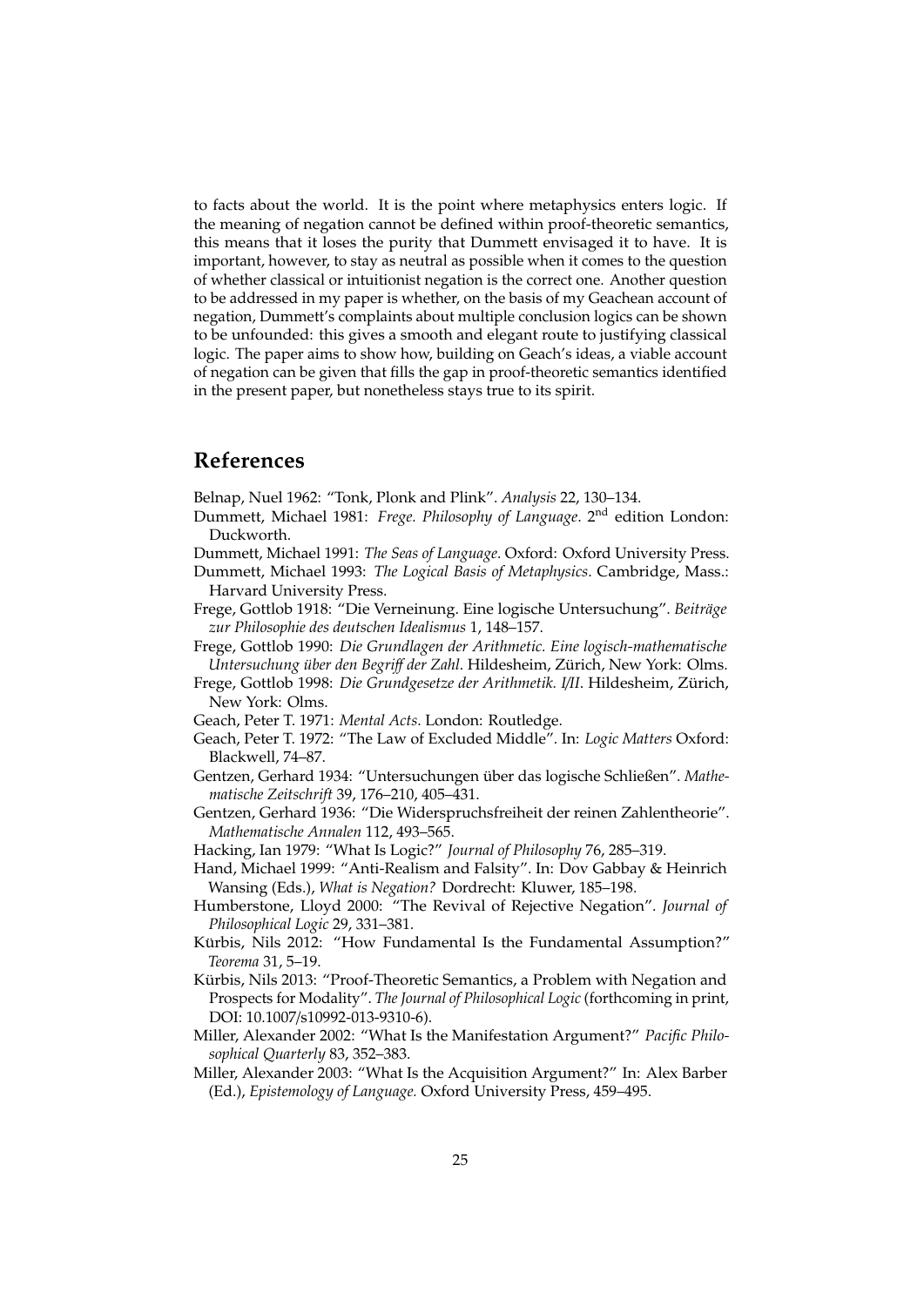to facts about the world. It is the point where metaphysics enters logic. If the meaning of negation cannot be defined within proof-theoretic semantics, this means that it loses the purity that Dummett envisaged it to have. It is important, however, to stay as neutral as possible when it comes to the question of whether classical or intuitionist negation is the correct one. Another question to be addressed in my paper is whether, on the basis of my Geachean account of negation, Dummett's complaints about multiple conclusion logics can be shown to be unfounded: this gives a smooth and elegant route to justifying classical logic. The paper aims to show how, building on Geach's ideas, a viable account of negation can be given that fills the gap in proof-theoretic semantics identified in the present paper, but nonetheless stays true to its spirit.

## References

Belnap, Nuel 1962: "Tonk, Plonk and Plink". *Analysis* 22, 130–134.

Dummett, Michael 1981: *Frege. Philosophy of Language*. 2nd edition London: Duckworth.

Dummett, Michael 1991: *The Seas of Language*. Oxford: Oxford University Press.

Dummett, Michael 1993: *The Logical Basis of Metaphysics*. Cambridge, Mass.: Harvard University Press.

Frege, Gottlob 1918: "Die Verneinung. Eine logische Untersuchung". *Beiträge zur Philosophie des deutschen Idealismus* 1, 148–157.

Frege, Gottlob 1990: *Die Grundlagen der Arithmetic. Eine logisch-mathematische Untersuchung über den Begriff der Zahl*. Hildesheim, Zürich, New York: Olms.

Frege, Gottlob 1998: *Die Grundgesetze der Arithmetik. I/II*. Hildesheim, Zürich, New York: Olms.

Geach, Peter T. 1971: *Mental Acts*. London: Routledge.

Geach, Peter T. 1972: "The Law of Excluded Middle". In: *Logic Matters* Oxford: Blackwell, 74–87.

Gentzen, Gerhard 1934: "Untersuchungen über das logische Schließen". *Mathematische Zeitschrift* 39, 176–210, 405–431.

Gentzen, Gerhard 1936: "Die Widerspruchsfreiheit der reinen Zahlentheorie". *Mathematische Annalen* 112, 493–565.

Hacking, Ian 1979: "What Is Logic?" *Journal of Philosophy* 76, 285–319.

Hand, Michael 1999: "Anti-Realism and Falsity". In: Dov Gabbay & Heinrich Wansing (Eds.), *What is Negation?* Dordrecht: Kluwer, 185–198.

Humberstone, Lloyd 2000: "The Revival of Rejective Negation". *Journal of Philosophical Logic* 29, 331–381.

Kürbis, Nils 2012: "How Fundamental Is the Fundamental Assumption?" *Teorema* 31, 5–19.

Kürbis, Nils 2013: "Proof-Theoretic Semantics, a Problem with Negation and Prospects for Modality". *The Journal of Philosophical Logic* (forthcoming in print, DOI: 10.1007/s10992-013-9310-6).

Miller, Alexander 2002: "What Is the Manifestation Argument?" *Pacific Philosophical Quarterly* 83, 352–383.

Miller, Alexander 2003: "What Is the Acquisition Argument?" In: Alex Barber (Ed.), *Epistemology of Language*. Oxford University Press, 459–495.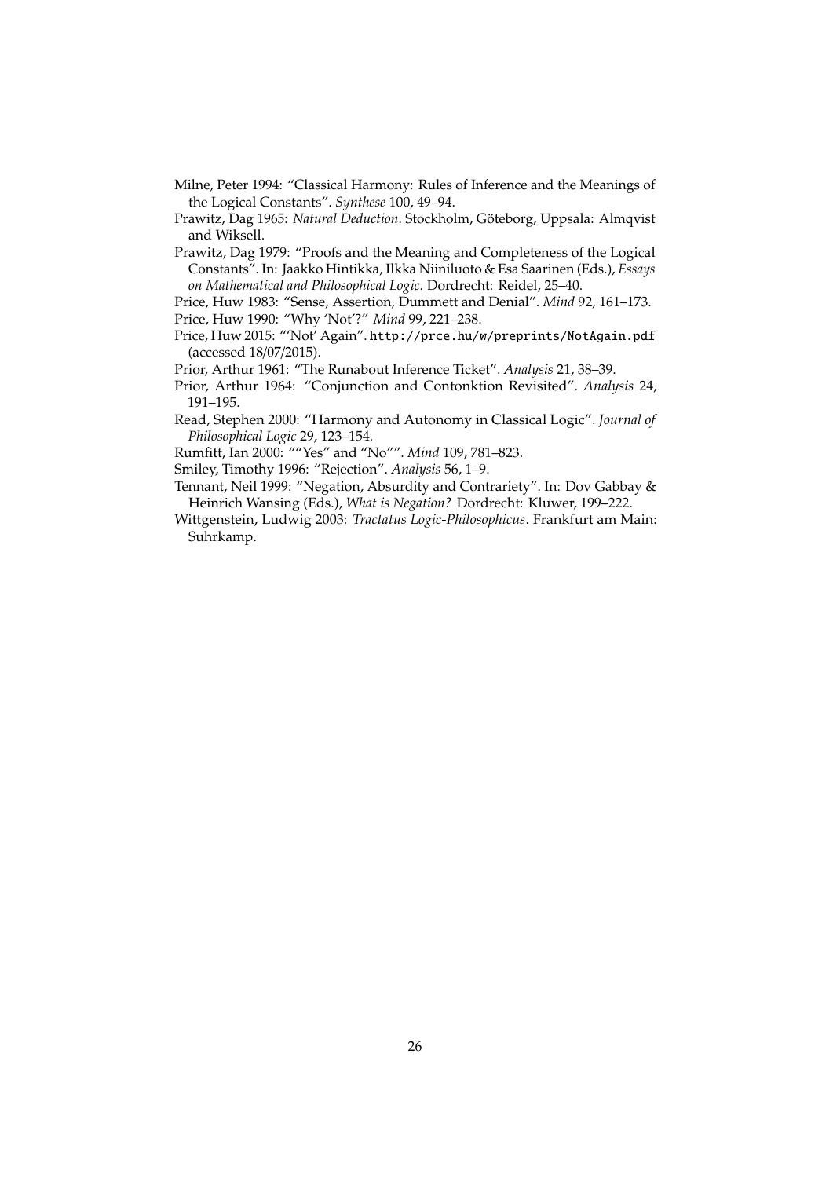Milne, Peter 1994: "Classical Harmony: Rules of Inference and the Meanings of the Logical Constants". *Synthese* 100, 49–94.

Prawitz, Dag 1965: *Natural Deduction*. Stockholm, Göteborg, Uppsala: Almqvist and Wiksell.

Prawitz, Dag 1979: "Proofs and the Meaning and Completeness of the Logical Constants". In: Jaakko Hintikka, Ilkka Niiniluoto & Esa Saarinen (Eds.), *Essays on Mathematical and Philosophical Logic.* Dordrecht: Reidel, 25–40.

Price, Huw 1983: "Sense, Assertion, Dummett and Denial". *Mind* 92, 161–173.

Price, Huw 1990: "Why 'Not'?" *Mind* 99, 221–238.

Price, Huw 2015: "'Not' Again". `http://prce.hu/w/preprints/NotAgain.pdf` (accessed 18/07/2015).

Prior, Arthur 1961: "The Runabout Inference Ticket". *Analysis* 21, 38–39.

Prior, Arthur 1964: "Conjunction and Contonktion Revisited". *Analysis* 24, 191–195.

Read, Stephen 2000: "Harmony and Autonomy in Classical Logic". *Journal of Philosophical Logic* 29, 123–154.

Rumfitt, Ian 2000: ""Yes" and "No"". *Mind* 109, 781–823.

Smiley, Timothy 1996: "Rejection". *Analysis* 56, 1–9.

Tennant, Neil 1999: "Negation, Absurdity and Contrariety". In: Dov Gabbay & Heinrich Wansing (Eds.), *What is Negation?* Dordrecht: Kluwer, 199–222.

Wittgenstein, Ludwig 2003: *Tractatus Logic-Philosophicus*. Frankfurt am Main: Suhrkamp.